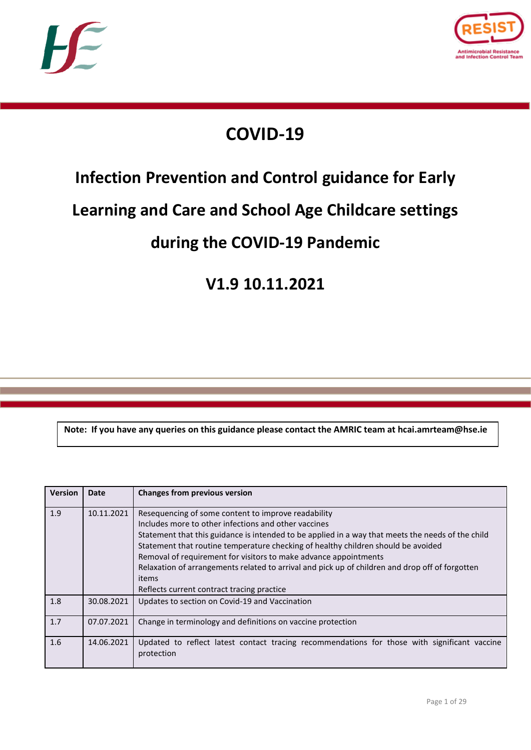# COVID-19

## Infection Prevention and Control guidance for Early Learning and Care and School Age Childcare settings during the COVID-19 Pandemic

## V1.9 10.11.2021

**Note: If you have any queries on this guidance please contact the AMRIC team at hcai.amrteam@hse.ie**

| Version | Date | Changes from previous version |
|---|---|---|
| 1.9 | 10.11.2021 | Resequencing of some content to improve readability<br>Includes more to other infections and other vaccines<br>Statement that this guidance is intended to be applied in a way that meets the needs of the child<br>Statement that routine temperature checking of healthy children should be avoided<br>Removal of requirement for visitors to make advance appointments<br>Relaxation of arrangements related to arrival and pick up of children and drop off of forgotten items<br>Reflects current contract tracing practice |
| 1.8 | 30.08.2021 | Updates to section on Covid-19 and Vaccination |
| 1.7 | 07.07.2021 | Change in terminology and definitions on vaccine protection |
| 1.6 | 14.06.2021 | Updated to reflect latest contact tracing recommendations for those with significant vaccine protection |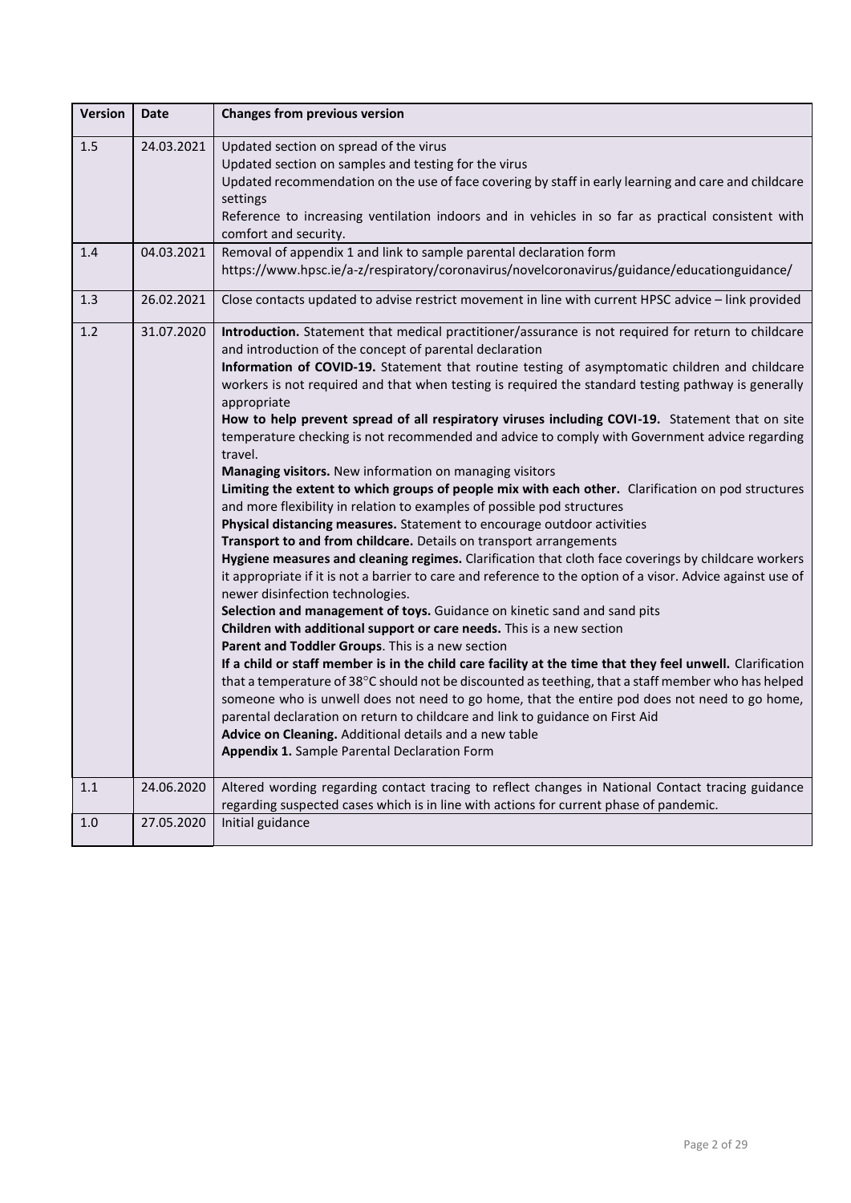| Version | Date | Changes from previous version |
| --- | --- | --- |
| 1.5 | 24.03.2021 | Updated section on spread of the virus<br>Updated section on samples and testing for the virus<br>Updated recommendation on the use of face covering by staff in early learning and care and childcare settings<br>Reference to increasing ventilation indoors and in vehicles in so far as practical consistent with comfort and security. |
| 1.4 | 04.03.2021 | Removal of appendix 1 and link to sample parental declaration form<br>https://www.hpsc.ie/a-z/respiratory/coronavirus/novelcoronavirus/guidance/educationguidance/ |
| 1.3 | 26.02.2021 | Close contacts updated to advise restrict movement in line with current HPSC advice – link provided |
| 1.2 | 31.07.2020 | **Introduction.** Statement that medical practitioner/assurance is not required for return to childcare and introduction of the concept of parental declaration<br>**Information of COVID-19.** Statement that routine testing of asymptomatic children and childcare workers is not required and that when testing is required the standard testing pathway is generally appropriate<br>**How to help prevent spread of all respiratory viruses including COVI-19.** Statement that on site temperature checking is not recommended and advice to comply with Government advice regarding travel.<br>**Managing visitors.** New information on managing visitors<br>**Limiting the extent to which groups of people mix with each other.** Clarification on pod structures and more flexibility in relation to examples of possible pod structures<br>**Physical distancing measures.** Statement to encourage outdoor activities<br>**Transport to and from childcare.** Details on transport arrangements<br>**Hygiene measures and cleaning regimes.** Clarification that cloth face coverings by childcare workers it appropriate if it is not a barrier to care and reference to the option of a visor. Advice against use of newer disinfection technologies.<br>**Selection and management of toys.** Guidance on kinetic sand and sand pits<br>**Children with additional support or care needs.** This is a new section<br>**Parent and Toddler Groups**. This is a new section<br>**If a child or staff member is in the child care facility at the time that they feel unwell.** Clarification that a temperature of 38°C should not be discounted as teething, that a staff member who has helped someone who is unwell does not need to go home, that the entire pod does not need to go home, parental declaration on return to childcare and link to guidance on First Aid<br>**Advice on Cleaning.** Additional details and a new table<br>**Appendix 1.** Sample Parental Declaration Form |
| 1.1 | 24.06.2020 | Altered wording regarding contact tracing to reflect changes in National Contact tracing guidance regarding suspected cases which is in line with actions for current phase of pandemic. |
| 1.0 | 27.05.2020 | Initial guidance |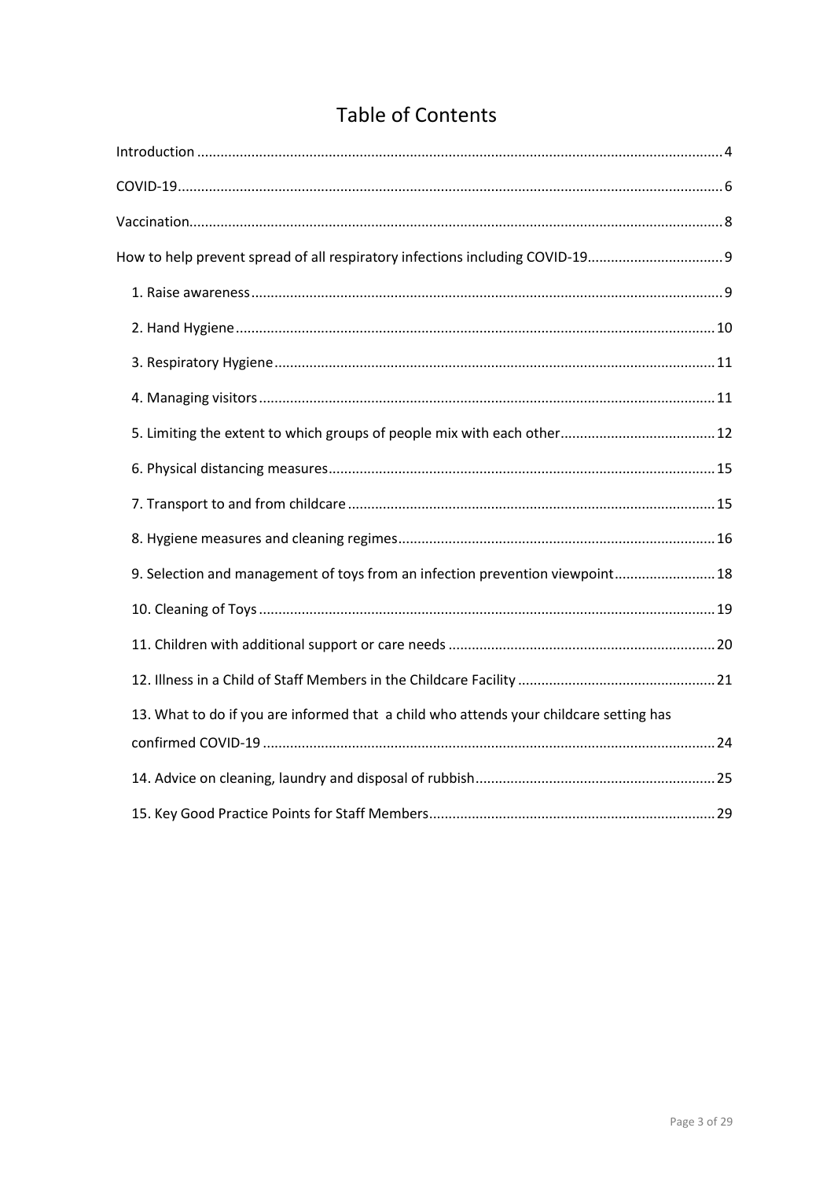# Table of Contents

Introduction ..... 4

COVID-19 ..... 6

Vaccination ..... 8

How to help prevent spread of all respiratory infections including COVID-19 ..... 9

- 1. Raise awareness ..... 9
- 2. Hand Hygiene ..... 10
- 3. Respiratory Hygiene ..... 11
- 4. Managing visitors ..... 11
- 5. Limiting the extent to which groups of people mix with each other ..... 12
- 6. Physical distancing measures ..... 15
- 7. Transport to and from childcare ..... 15
- 8. Hygiene measures and cleaning regimes ..... 16
- 9. Selection and management of toys from an infection prevention viewpoint ..... 18
- 10. Cleaning of Toys ..... 19
- 11. Children with additional support or care needs ..... 20
- 12. Illness in a Child of Staff Members in the Childcare Facility ..... 21
- 13. What to do if you are informed that a child who attends your childcare setting has confirmed COVID-19 ..... 24
- 14. Advice on cleaning, laundry and disposal of rubbish ..... 25
- 15. Key Good Practice Points for Staff Members ..... 29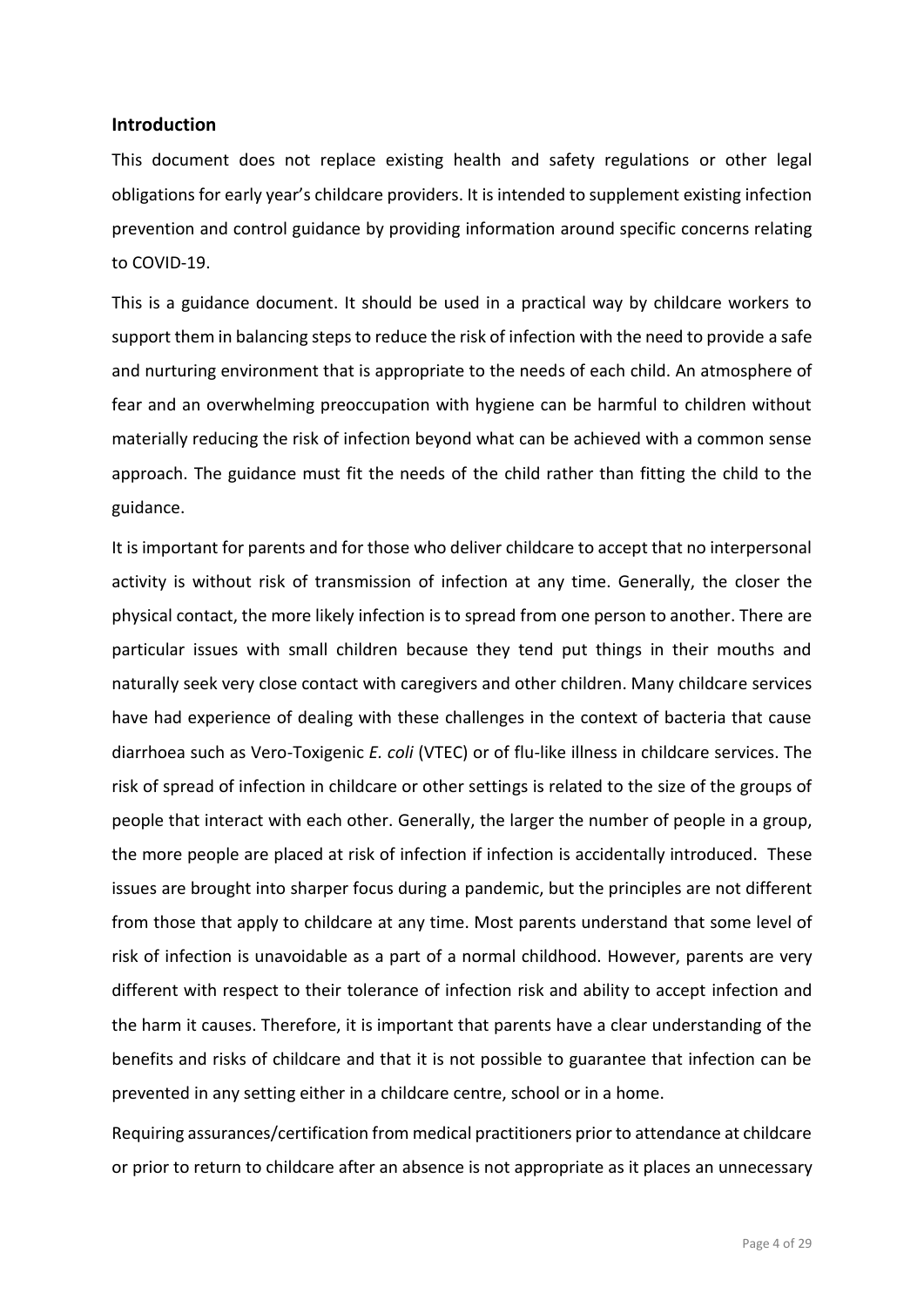## Introduction

This document does not replace existing health and safety regulations or other legal obligations for early year's childcare providers. It is intended to supplement existing infection prevention and control guidance by providing information around specific concerns relating to COVID-19.

This is a guidance document. It should be used in a practical way by childcare workers to support them in balancing steps to reduce the risk of infection with the need to provide a safe and nurturing environment that is appropriate to the needs of each child. An atmosphere of fear and an overwhelming preoccupation with hygiene can be harmful to children without materially reducing the risk of infection beyond what can be achieved with a common sense approach. The guidance must fit the needs of the child rather than fitting the child to the guidance.

It is important for parents and for those who deliver childcare to accept that no interpersonal activity is without risk of transmission of infection at any time. Generally, the closer the physical contact, the more likely infection is to spread from one person to another. There are particular issues with small children because they tend put things in their mouths and naturally seek very close contact with caregivers and other children. Many childcare services have had experience of dealing with these challenges in the context of bacteria that cause diarrhoea such as Vero-Toxigenic *E. coli* (VTEC) or of flu-like illness in childcare services. The risk of spread of infection in childcare or other settings is related to the size of the groups of people that interact with each other. Generally, the larger the number of people in a group, the more people are placed at risk of infection if infection is accidentally introduced. These issues are brought into sharper focus during a pandemic, but the principles are not different from those that apply to childcare at any time. Most parents understand that some level of risk of infection is unavoidable as a part of a normal childhood. However, parents are very different with respect to their tolerance of infection risk and ability to accept infection and the harm it causes. Therefore, it is important that parents have a clear understanding of the benefits and risks of childcare and that it is not possible to guarantee that infection can be prevented in any setting either in a childcare centre, school or in a home.

Requiring assurances/certification from medical practitioners prior to attendance at childcare or prior to return to childcare after an absence is not appropriate as it places an unnecessary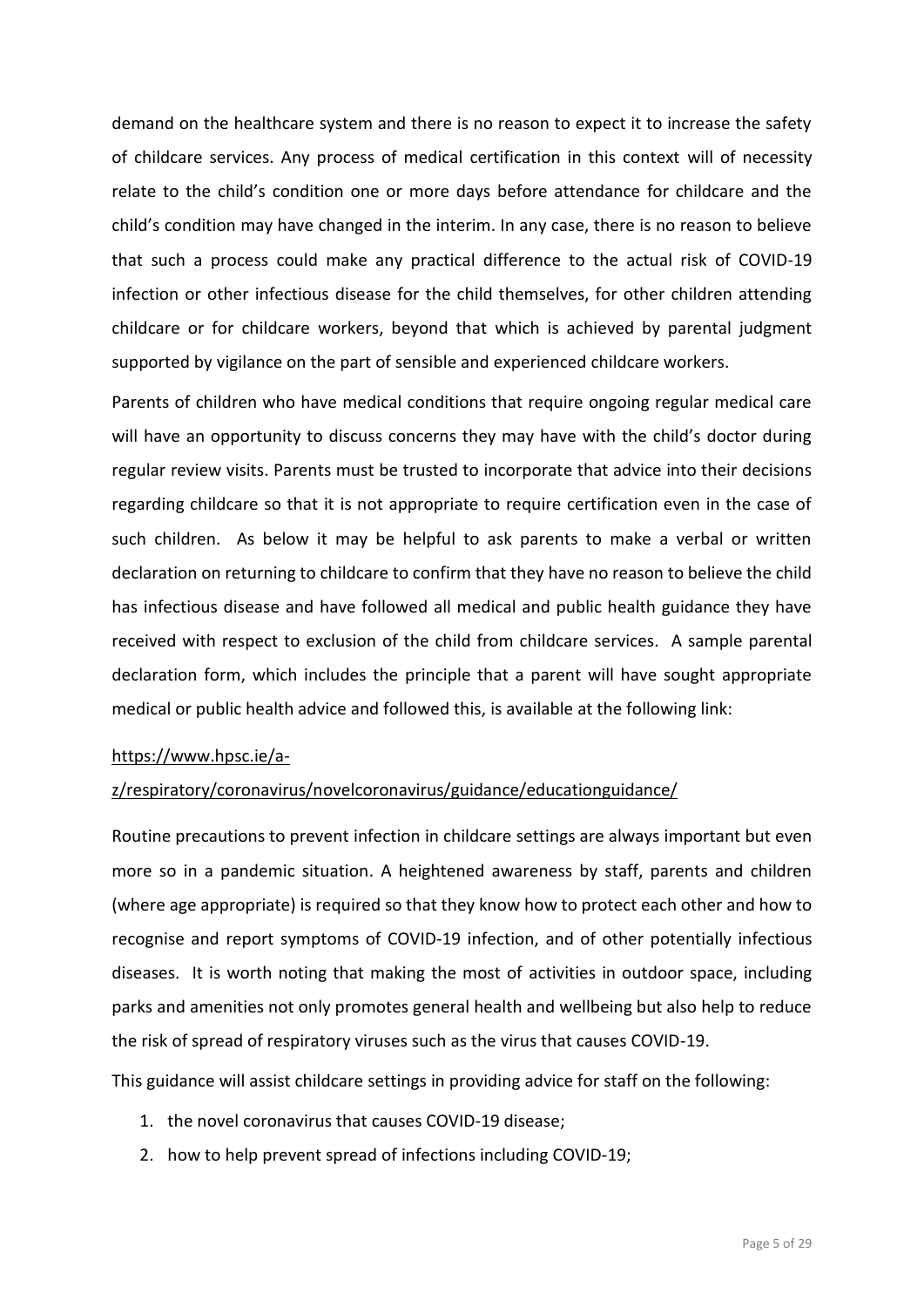demand on the healthcare system and there is no reason to expect it to increase the safety of childcare services. Any process of medical certification in this context will of necessity relate to the child's condition one or more days before attendance for childcare and the child's condition may have changed in the interim. In any case, there is no reason to believe that such a process could make any practical difference to the actual risk of COVID-19 infection or other infectious disease for the child themselves, for other children attending childcare or for childcare workers, beyond that which is achieved by parental judgment supported by vigilance on the part of sensible and experienced childcare workers.

Parents of children who have medical conditions that require ongoing regular medical care will have an opportunity to discuss concerns they may have with the child's doctor during regular review visits. Parents must be trusted to incorporate that advice into their decisions regarding childcare so that it is not appropriate to require certification even in the case of such children. As below it may be helpful to ask parents to make a verbal or written declaration on returning to childcare to confirm that they have no reason to believe the child has infectious disease and have followed all medical and public health guidance they have received with respect to exclusion of the child from childcare services. A sample parental declaration form, which includes the principle that a parent will have sought appropriate medical or public health advice and followed this, is available at the following link:

https://www.hpsc.ie/a-z/respiratory/coronavirus/novelcoronavirus/guidance/educationguidance/

Routine precautions to prevent infection in childcare settings are always important but even more so in a pandemic situation. A heightened awareness by staff, parents and children (where age appropriate) is required so that they know how to protect each other and how to recognise and report symptoms of COVID-19 infection, and of other potentially infectious diseases. It is worth noting that making the most of activities in outdoor space, including parks and amenities not only promotes general health and wellbeing but also help to reduce the risk of spread of respiratory viruses such as the virus that causes COVID-19.

This guidance will assist childcare settings in providing advice for staff on the following:

1. the novel coronavirus that causes COVID-19 disease;
2. how to help prevent spread of infections including COVID-19;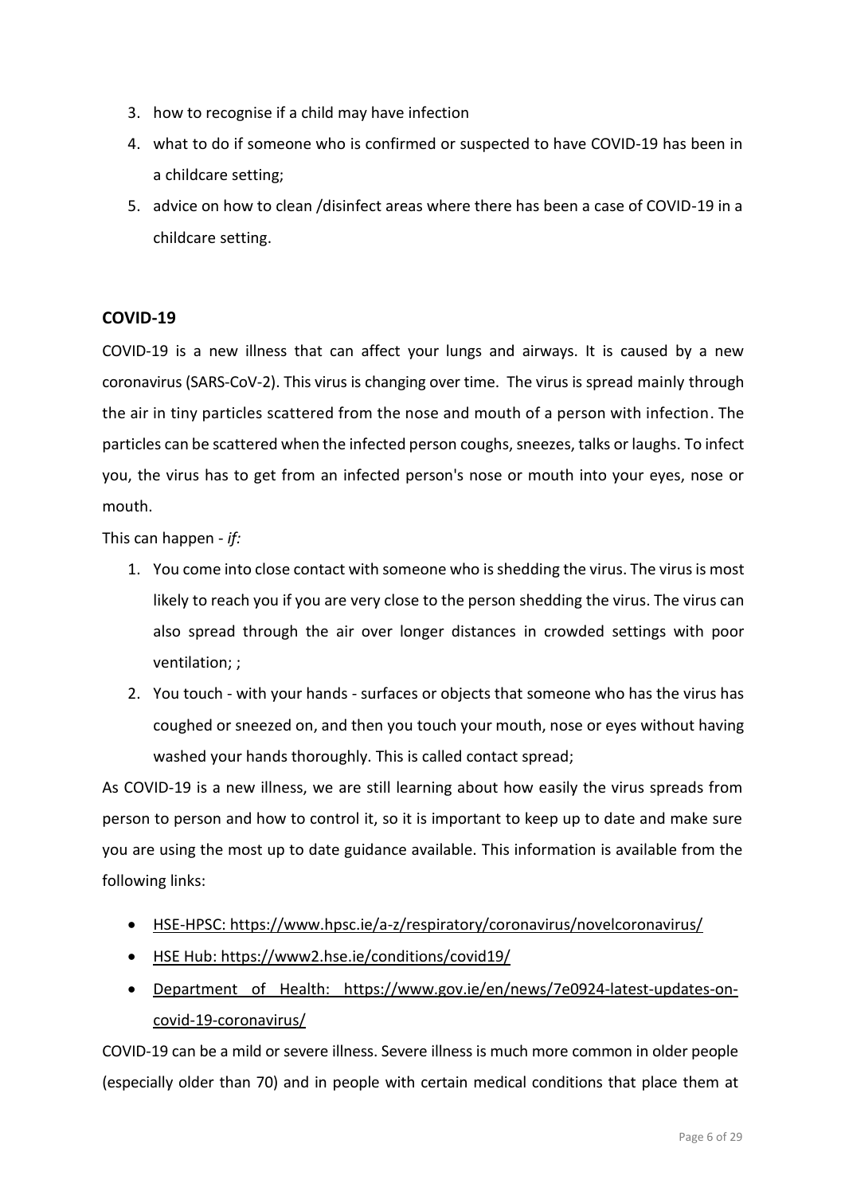3. how to recognise if a child may have infection
4. what to do if someone who is confirmed or suspected to have COVID-19 has been in a childcare setting;
5. advice on how to clean /disinfect areas where there has been a case of COVID-19 in a childcare setting.

## COVID-19

COVID-19 is a new illness that can affect your lungs and airways. It is caused by a new coronavirus (SARS-CoV-2). This virus is changing over time. The virus is spread mainly through the air in tiny particles scattered from the nose and mouth of a person with infection. The particles can be scattered when the infected person coughs, sneezes, talks or laughs. To infect you, the virus has to get from an infected person's nose or mouth into your eyes, nose or mouth.

This can happen - *if:*

1. You come into close contact with someone who is shedding the virus. The virus is most likely to reach you if you are very close to the person shedding the virus. The virus can also spread through the air over longer distances in crowded settings with poor ventilation; ;
2. You touch - with your hands - surfaces or objects that someone who has the virus has coughed or sneezed on, and then you touch your mouth, nose or eyes without having washed your hands thoroughly. This is called contact spread;

As COVID-19 is a new illness, we are still learning about how easily the virus spreads from person to person and how to control it, so it is important to keep up to date and make sure you are using the most up to date guidance available. This information is available from the following links:

- HSE-HPSC: https://www.hpsc.ie/a-z/respiratory/coronavirus/novelcoronavirus/
- HSE Hub: https://www2.hse.ie/conditions/covid19/
- Department of Health: https://www.gov.ie/en/news/7e0924-latest-updates-on-covid-19-coronavirus/

COVID-19 can be a mild or severe illness. Severe illness is much more common in older people (especially older than 70) and in people with certain medical conditions that place them at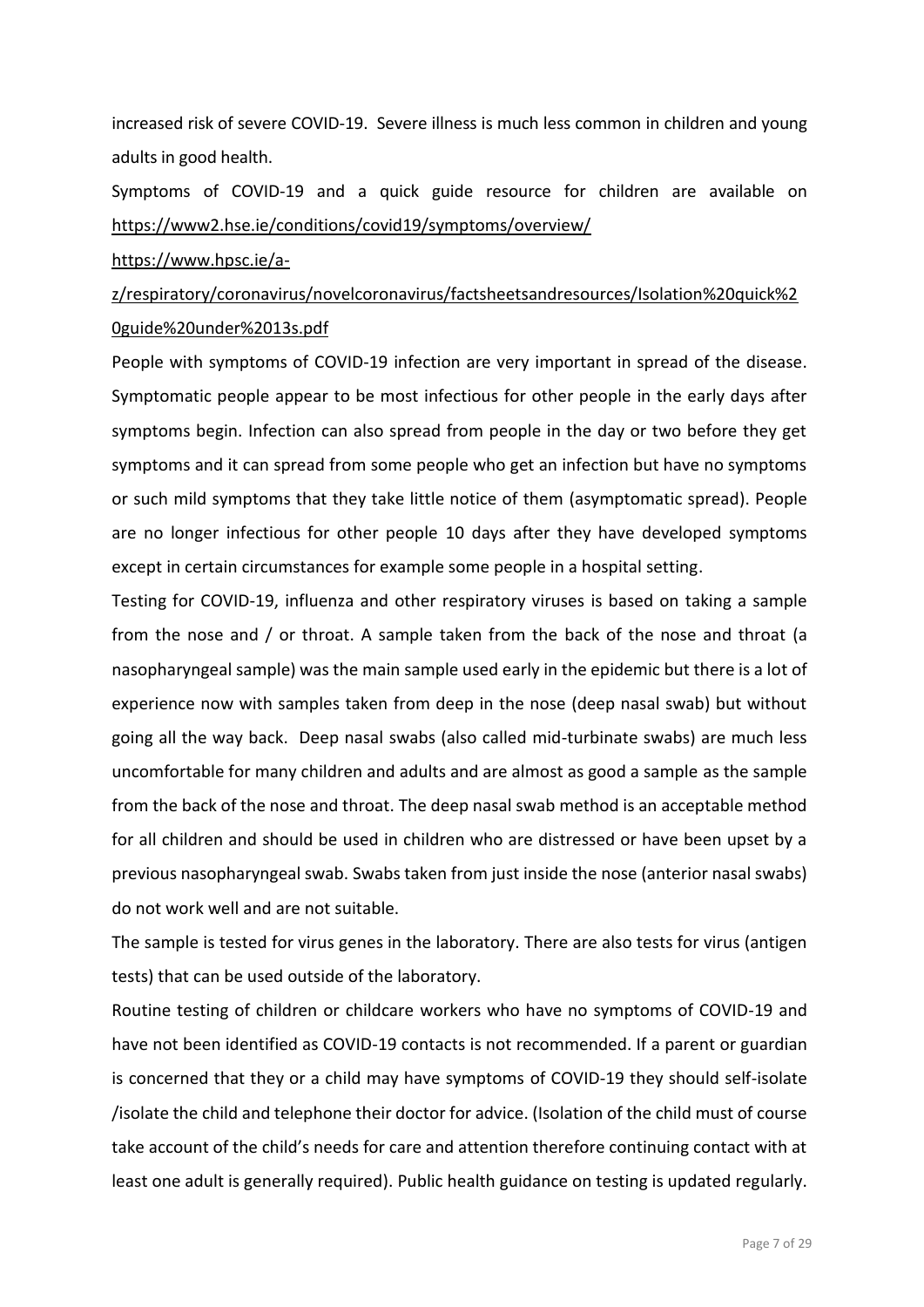increased risk of severe COVID-19. Severe illness is much less common in children and young adults in good health.

Symptoms of COVID-19 and a quick guide resource for children are available on https://www2.hse.ie/conditions/covid19/symptoms/overview/

https://www.hpsc.ie/a-z/respiratory/coronavirus/novelcoronavirus/factsheetsandresources/Isolation%20quick%20guide%20under%2013s.pdf

People with symptoms of COVID-19 infection are very important in spread of the disease. Symptomatic people appear to be most infectious for other people in the early days after symptoms begin. Infection can also spread from people in the day or two before they get symptoms and it can spread from some people who get an infection but have no symptoms or such mild symptoms that they take little notice of them (asymptomatic spread). People are no longer infectious for other people 10 days after they have developed symptoms except in certain circumstances for example some people in a hospital setting.

Testing for COVID-19, influenza and other respiratory viruses is based on taking a sample from the nose and / or throat. A sample taken from the back of the nose and throat (a nasopharyngeal sample) was the main sample used early in the epidemic but there is a lot of experience now with samples taken from deep in the nose (deep nasal swab) but without going all the way back. Deep nasal swabs (also called mid-turbinate swabs) are much less uncomfortable for many children and adults and are almost as good a sample as the sample from the back of the nose and throat. The deep nasal swab method is an acceptable method for all children and should be used in children who are distressed or have been upset by a previous nasopharyngeal swab. Swabs taken from just inside the nose (anterior nasal swabs) do not work well and are not suitable.

The sample is tested for virus genes in the laboratory. There are also tests for virus (antigen tests) that can be used outside of the laboratory.

Routine testing of children or childcare workers who have no symptoms of COVID-19 and have not been identified as COVID-19 contacts is not recommended. If a parent or guardian is concerned that they or a child may have symptoms of COVID-19 they should self-isolate /isolate the child and telephone their doctor for advice. (Isolation of the child must of course take account of the child's needs for care and attention therefore continuing contact with at least one adult is generally required). Public health guidance on testing is updated regularly.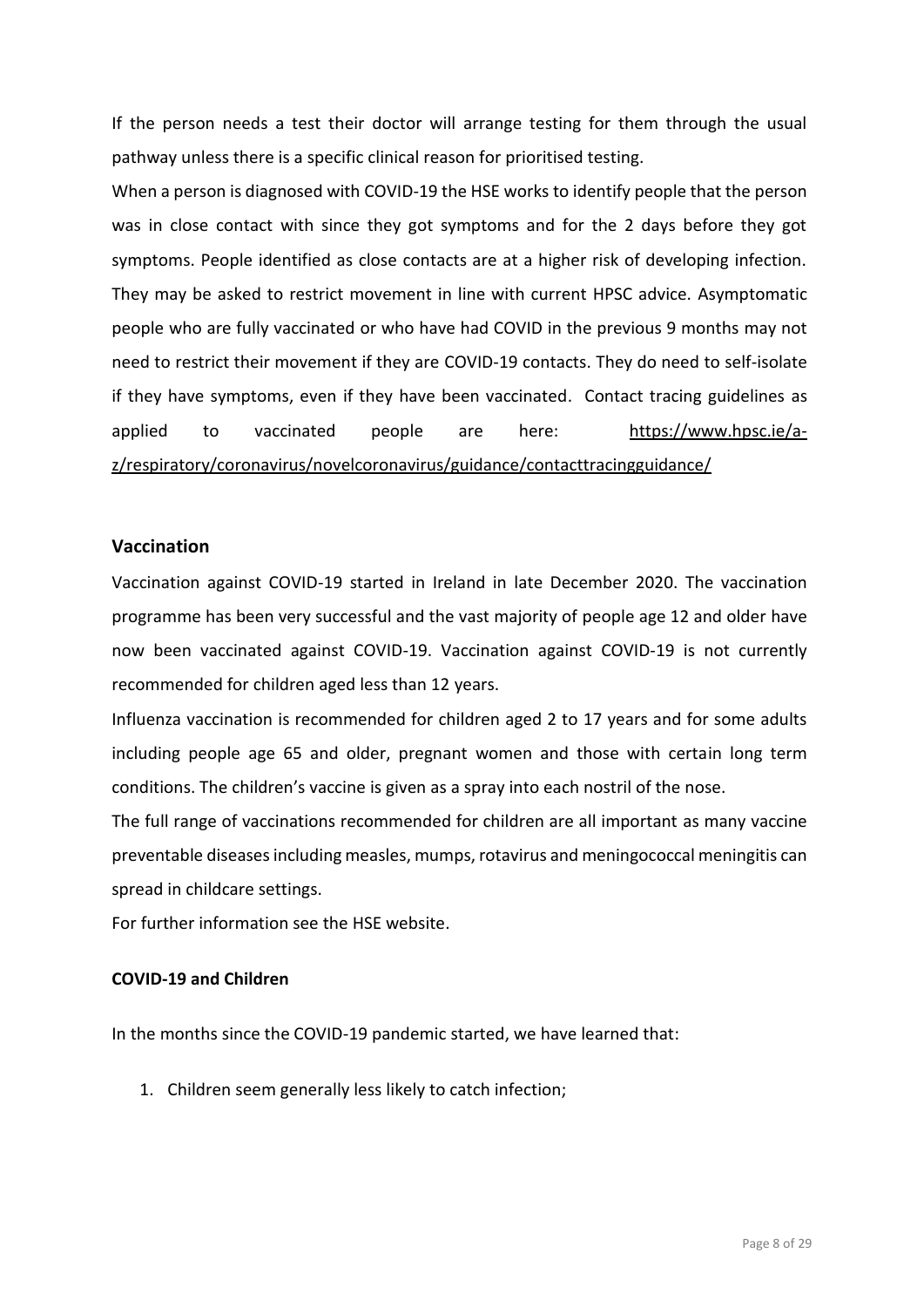If the person needs a test their doctor will arrange testing for them through the usual pathway unless there is a specific clinical reason for prioritised testing.

When a person is diagnosed with COVID-19 the HSE works to identify people that the person was in close contact with since they got symptoms and for the 2 days before they got symptoms. People identified as close contacts are at a higher risk of developing infection. They may be asked to restrict movement in line with current HPSC advice. Asymptomatic people who are fully vaccinated or who have had COVID in the previous 9 months may not need to restrict their movement if they are COVID-19 contacts. They do need to self-isolate if they have symptoms, even if they have been vaccinated. Contact tracing guidelines as applied to vaccinated people are here: https://www.hpsc.ie/a-z/respiratory/coronavirus/novelcoronavirus/guidance/contacttracingguidance/

## Vaccination

Vaccination against COVID-19 started in Ireland in late December 2020. The vaccination programme has been very successful and the vast majority of people age 12 and older have now been vaccinated against COVID-19. Vaccination against COVID-19 is not currently recommended for children aged less than 12 years.

Influenza vaccination is recommended for children aged 2 to 17 years and for some adults including people age 65 and older, pregnant women and those with certain long term conditions. The children's vaccine is given as a spray into each nostril of the nose.

The full range of vaccinations recommended for children are all important as many vaccine preventable diseases including measles, mumps, rotavirus and meningococcal meningitis can spread in childcare settings.

For further information see the HSE website.

### COVID-19 and Children

In the months since the COVID-19 pandemic started, we have learned that:

1. Children seem generally less likely to catch infection;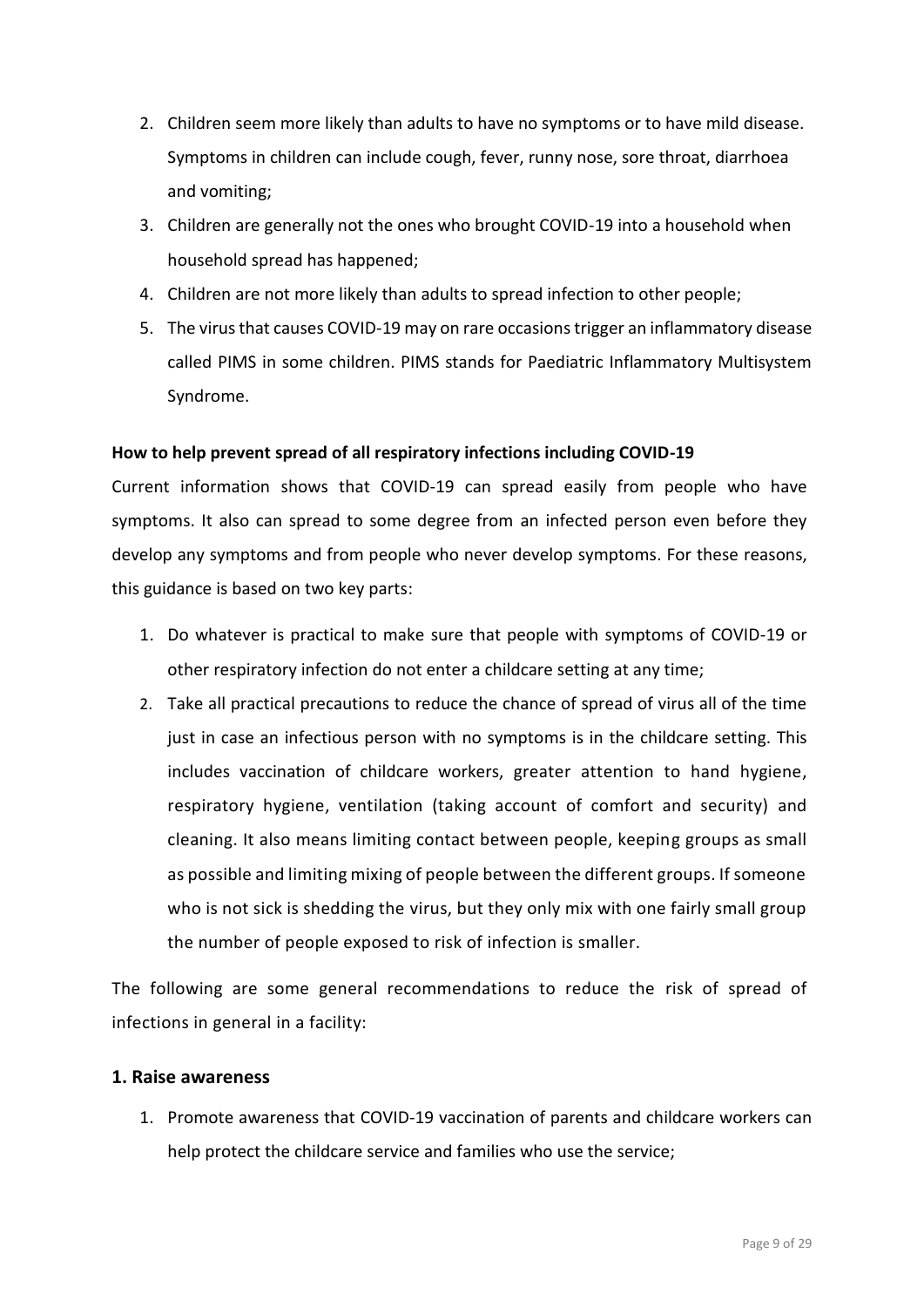2. Children seem more likely than adults to have no symptoms or to have mild disease. Symptoms in children can include cough, fever, runny nose, sore throat, diarrhoea and vomiting;
3. Children are generally not the ones who brought COVID-19 into a household when household spread has happened;
4. Children are not more likely than adults to spread infection to other people;
5. The virus that causes COVID-19 may on rare occasions trigger an inflammatory disease called PIMS in some children. PIMS stands for Paediatric Inflammatory Multisystem Syndrome.

**How to help prevent spread of all respiratory infections including COVID-19**

Current information shows that COVID-19 can spread easily from people who have symptoms. It also can spread to some degree from an infected person even before they develop any symptoms and from people who never develop symptoms. For these reasons, this guidance is based on two key parts:

1. Do whatever is practical to make sure that people with symptoms of COVID-19 or other respiratory infection do not enter a childcare setting at any time;
2. Take all practical precautions to reduce the chance of spread of virus all of the time just in case an infectious person with no symptoms is in the childcare setting. This includes vaccination of childcare workers, greater attention to hand hygiene, respiratory hygiene, ventilation (taking account of comfort and security) and cleaning. It also means limiting contact between people, keeping groups as small as possible and limiting mixing of people between the different groups. If someone who is not sick is shedding the virus, but they only mix with one fairly small group the number of people exposed to risk of infection is smaller.

The following are some general recommendations to reduce the risk of spread of infections in general in a facility:

## 1. Raise awareness

1. Promote awareness that COVID-19 vaccination of parents and childcare workers can help protect the childcare service and families who use the service;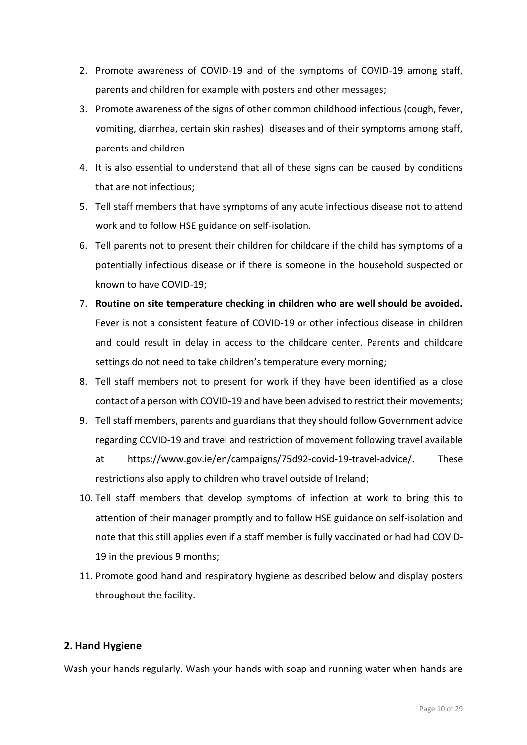2. Promote awareness of COVID-19 and of the symptoms of COVID-19 among staff, parents and children for example with posters and other messages;
3. Promote awareness of the signs of other common childhood infectious (cough, fever, vomiting, diarrhea, certain skin rashes) diseases and of their symptoms among staff, parents and children
4. It is also essential to understand that all of these signs can be caused by conditions that are not infectious;
5. Tell staff members that have symptoms of any acute infectious disease not to attend work and to follow HSE guidance on self-isolation.
6. Tell parents not to present their children for childcare if the child has symptoms of a potentially infectious disease or if there is someone in the household suspected or known to have COVID-19;
7. **Routine on site temperature checking in children who are well should be avoided.** Fever is not a consistent feature of COVID-19 or other infectious disease in children and could result in delay in access to the childcare center. Parents and childcare settings do not need to take children's temperature every morning;
8. Tell staff members not to present for work if they have been identified as a close contact of a person with COVID-19 and have been advised to restrict their movements;
9. Tell staff members, parents and guardians that they should follow Government advice regarding COVID-19 and travel and restriction of movement following travel available at https://www.gov.ie/en/campaigns/75d92-covid-19-travel-advice/. These restrictions also apply to children who travel outside of Ireland;
10. Tell staff members that develop symptoms of infection at work to bring this to attention of their manager promptly and to follow HSE guidance on self-isolation and note that this still applies even if a staff member is fully vaccinated or had had COVID-19 in the previous 9 months;
11. Promote good hand and respiratory hygiene as described below and display posters throughout the facility.

## 2. Hand Hygiene

Wash your hands regularly. Wash your hands with soap and running water when hands are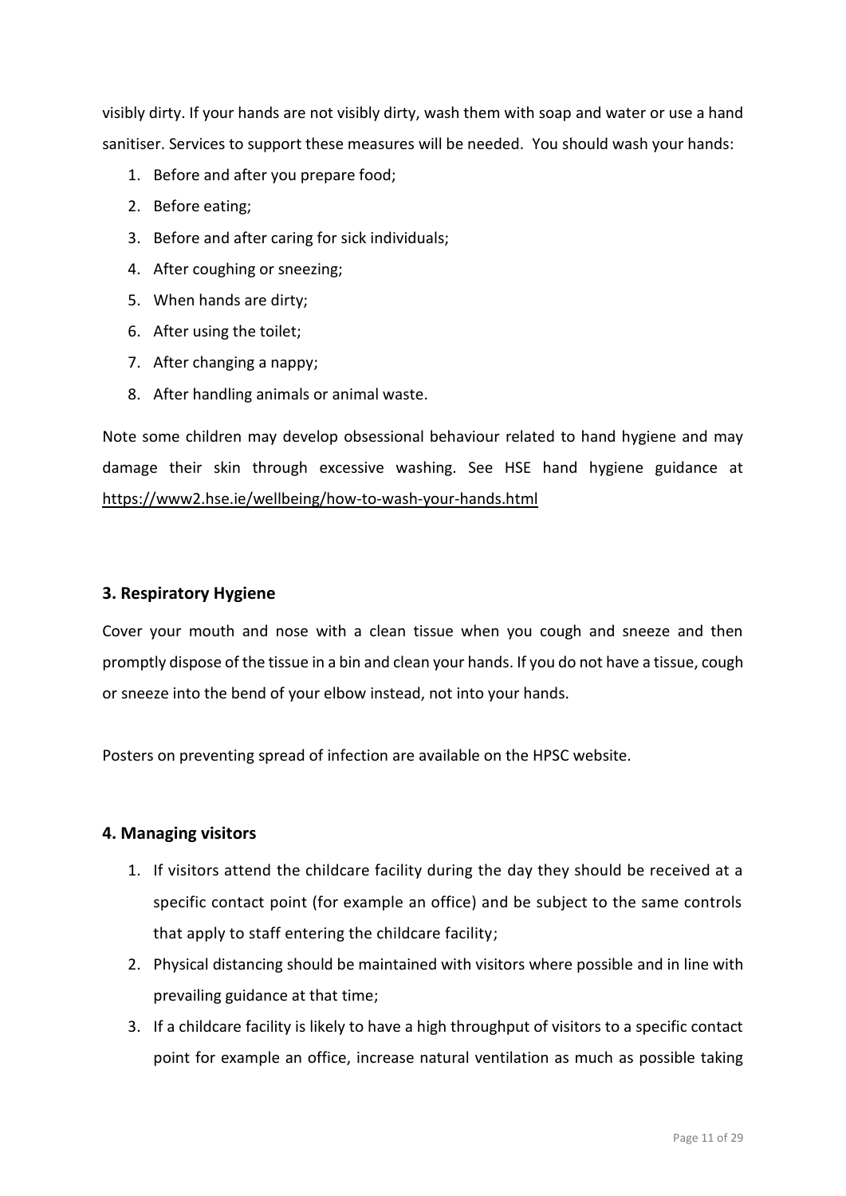visibly dirty. If your hands are not visibly dirty, wash them with soap and water or use a hand sanitiser. Services to support these measures will be needed. You should wash your hands:

1. Before and after you prepare food;
2. Before eating;
3. Before and after caring for sick individuals;
4. After coughing or sneezing;
5. When hands are dirty;
6. After using the toilet;
7. After changing a nappy;
8. After handling animals or animal waste.

Note some children may develop obsessional behaviour related to hand hygiene and may damage their skin through excessive washing. See HSE hand hygiene guidance at https://www2.hse.ie/wellbeing/how-to-wash-your-hands.html

### 3. Respiratory Hygiene

Cover your mouth and nose with a clean tissue when you cough and sneeze and then promptly dispose of the tissue in a bin and clean your hands. If you do not have a tissue, cough or sneeze into the bend of your elbow instead, not into your hands.

Posters on preventing spread of infection are available on the HPSC website.

### 4. Managing visitors

1. If visitors attend the childcare facility during the day they should be received at a specific contact point (for example an office) and be subject to the same controls that apply to staff entering the childcare facility;
2. Physical distancing should be maintained with visitors where possible and in line with prevailing guidance at that time;
3. If a childcare facility is likely to have a high throughput of visitors to a specific contact point for example an office, increase natural ventilation as much as possible taking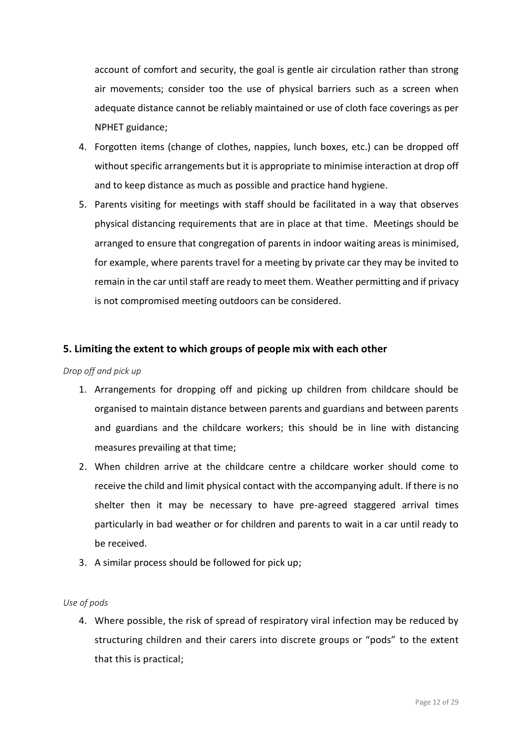account of comfort and security, the goal is gentle air circulation rather than strong air movements; consider too the use of physical barriers such as a screen when adequate distance cannot be reliably maintained or use of cloth face coverings as per NPHET guidance;

4. Forgotten items (change of clothes, nappies, lunch boxes, etc.) can be dropped off without specific arrangements but it is appropriate to minimise interaction at drop off and to keep distance as much as possible and practice hand hygiene.
5. Parents visiting for meetings with staff should be facilitated in a way that observes physical distancing requirements that are in place at that time. Meetings should be arranged to ensure that congregation of parents in indoor waiting areas is minimised, for example, where parents travel for a meeting by private car they may be invited to remain in the car until staff are ready to meet them. Weather permitting and if privacy is not compromised meeting outdoors can be considered.

## 5. Limiting the extent to which groups of people mix with each other

*Drop off and pick up*

1. Arrangements for dropping off and picking up children from childcare should be organised to maintain distance between parents and guardians and between parents and guardians and the childcare workers; this should be in line with distancing measures prevailing at that time;
2. When children arrive at the childcare centre a childcare worker should come to receive the child and limit physical contact with the accompanying adult. If there is no shelter then it may be necessary to have pre-agreed staggered arrival times particularly in bad weather or for children and parents to wait in a car until ready to be received.
3. A similar process should be followed for pick up;

*Use of pods*

4. Where possible, the risk of spread of respiratory viral infection may be reduced by structuring children and their carers into discrete groups or "pods" to the extent that this is practical;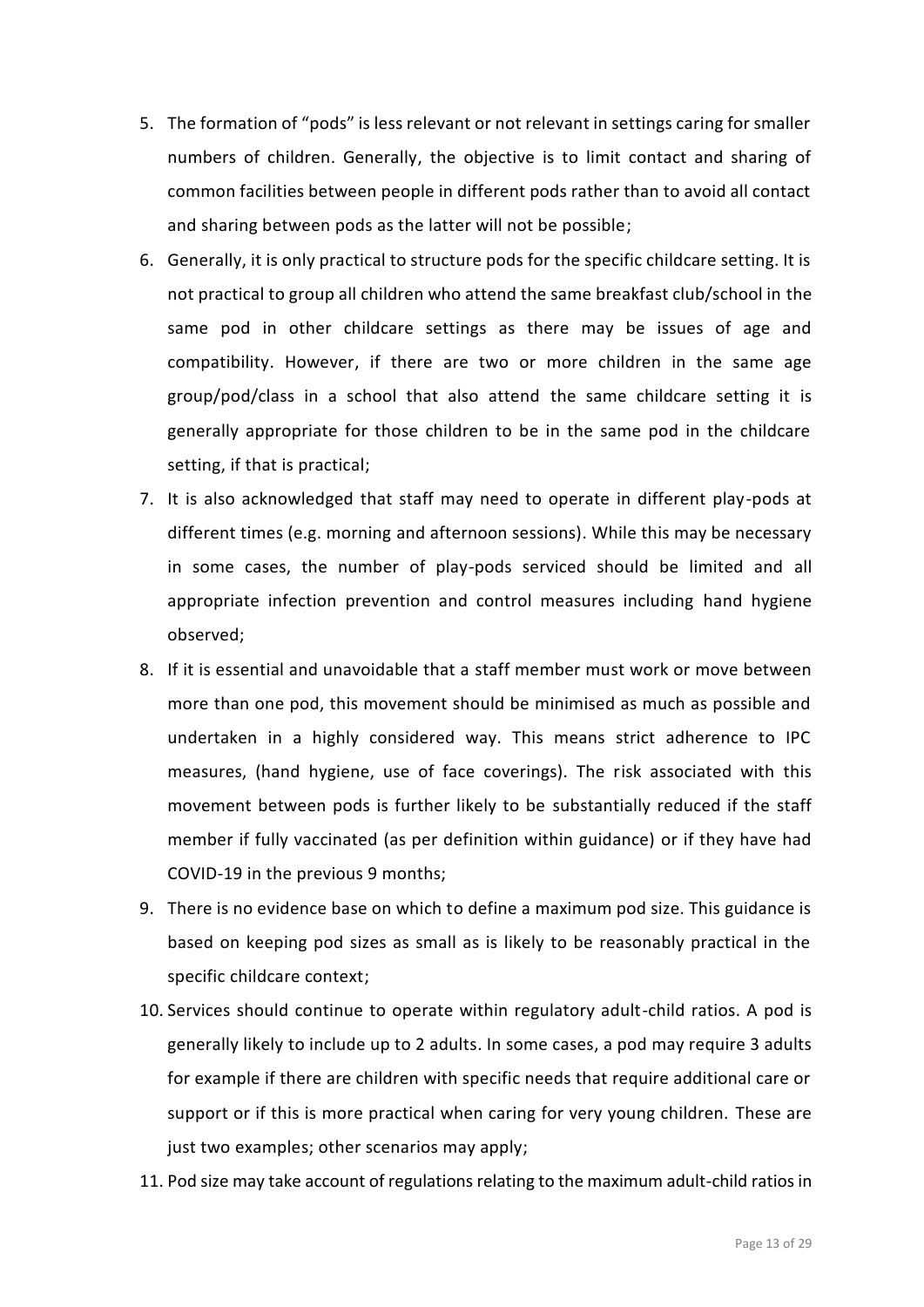5. The formation of "pods" is less relevant or not relevant in settings caring for smaller numbers of children. Generally, the objective is to limit contact and sharing of common facilities between people in different pods rather than to avoid all contact and sharing between pods as the latter will not be possible;
6. Generally, it is only practical to structure pods for the specific childcare setting. It is not practical to group all children who attend the same breakfast club/school in the same pod in other childcare settings as there may be issues of age and compatibility. However, if there are two or more children in the same age group/pod/class in a school that also attend the same childcare setting it is generally appropriate for those children to be in the same pod in the childcare setting, if that is practical;
7. It is also acknowledged that staff may need to operate in different play-pods at different times (e.g. morning and afternoon sessions). While this may be necessary in some cases, the number of play-pods serviced should be limited and all appropriate infection prevention and control measures including hand hygiene observed;
8. If it is essential and unavoidable that a staff member must work or move between more than one pod, this movement should be minimised as much as possible and undertaken in a highly considered way. This means strict adherence to IPC measures, (hand hygiene, use of face coverings). The risk associated with this movement between pods is further likely to be substantially reduced if the staff member if fully vaccinated (as per definition within guidance) or if they have had COVID-19 in the previous 9 months;
9. There is no evidence base on which to define a maximum pod size. This guidance is based on keeping pod sizes as small as is likely to be reasonably practical in the specific childcare context;
10. Services should continue to operate within regulatory adult-child ratios. A pod is generally likely to include up to 2 adults. In some cases, a pod may require 3 adults for example if there are children with specific needs that require additional care or support or if this is more practical when caring for very young children. These are just two examples; other scenarios may apply;
11. Pod size may take account of regulations relating to the maximum adult-child ratios in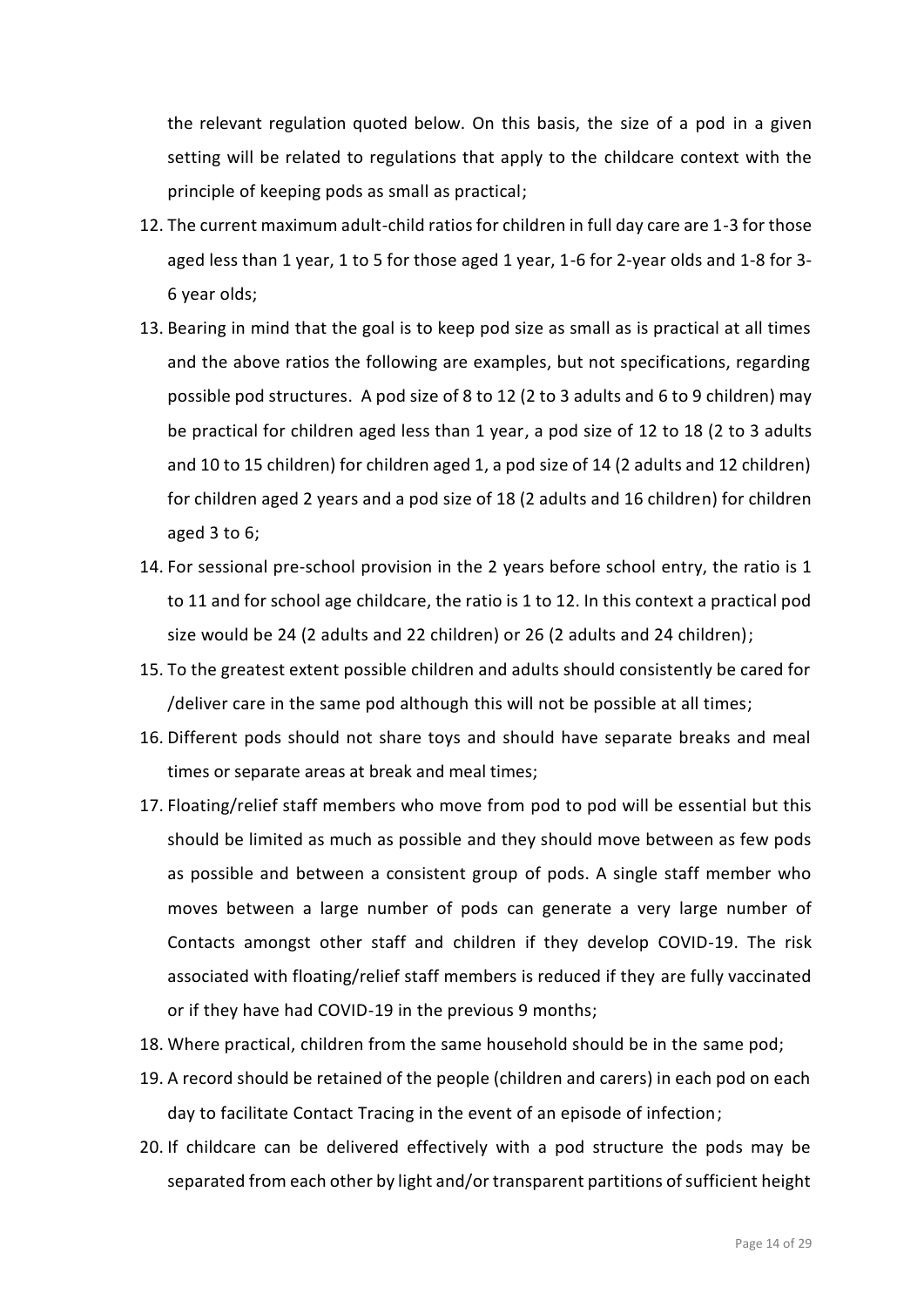the relevant regulation quoted below. On this basis, the size of a pod in a given setting will be related to regulations that apply to the childcare context with the principle of keeping pods as small as practical;

12. The current maximum adult-child ratios for children in full day care are 1-3 for those aged less than 1 year, 1 to 5 for those aged 1 year, 1-6 for 2-year olds and 1-8 for 3-6 year olds;
13. Bearing in mind that the goal is to keep pod size as small as is practical at all times and the above ratios the following are examples, but not specifications, regarding possible pod structures. A pod size of 8 to 12 (2 to 3 adults and 6 to 9 children) may be practical for children aged less than 1 year, a pod size of 12 to 18 (2 to 3 adults and 10 to 15 children) for children aged 1, a pod size of 14 (2 adults and 12 children) for children aged 2 years and a pod size of 18 (2 adults and 16 children) for children aged 3 to 6;
14. For sessional pre-school provision in the 2 years before school entry, the ratio is 1 to 11 and for school age childcare, the ratio is 1 to 12. In this context a practical pod size would be 24 (2 adults and 22 children) or 26 (2 adults and 24 children);
15. To the greatest extent possible children and adults should consistently be cared for /deliver care in the same pod although this will not be possible at all times;
16. Different pods should not share toys and should have separate breaks and meal times or separate areas at break and meal times;
17. Floating/relief staff members who move from pod to pod will be essential but this should be limited as much as possible and they should move between as few pods as possible and between a consistent group of pods. A single staff member who moves between a large number of pods can generate a very large number of Contacts amongst other staff and children if they develop COVID-19. The risk associated with floating/relief staff members is reduced if they are fully vaccinated or if they have had COVID-19 in the previous 9 months;
18. Where practical, children from the same household should be in the same pod;
19. A record should be retained of the people (children and carers) in each pod on each day to facilitate Contact Tracing in the event of an episode of infection;
20. If childcare can be delivered effectively with a pod structure the pods may be separated from each other by light and/or transparent partitions of sufficient height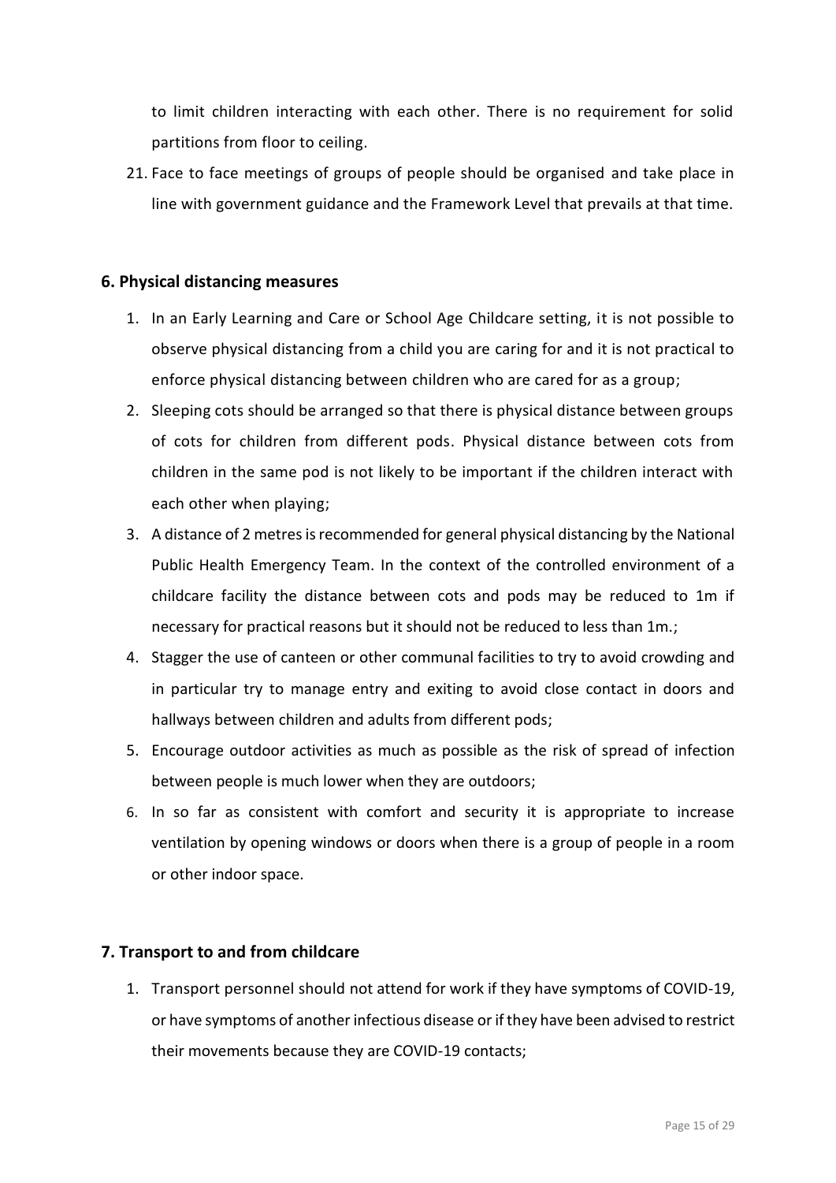to limit children interacting with each other. There is no requirement for solid partitions from floor to ceiling.

21. Face to face meetings of groups of people should be organised and take place in line with government guidance and the Framework Level that prevails at that time.

## 6. Physical distancing measures

1. In an Early Learning and Care or School Age Childcare setting, it is not possible to observe physical distancing from a child you are caring for and it is not practical to enforce physical distancing between children who are cared for as a group;
2. Sleeping cots should be arranged so that there is physical distance between groups of cots for children from different pods. Physical distance between cots from children in the same pod is not likely to be important if the children interact with each other when playing;
3. A distance of 2 metres is recommended for general physical distancing by the National Public Health Emergency Team. In the context of the controlled environment of a childcare facility the distance between cots and pods may be reduced to 1m if necessary for practical reasons but it should not be reduced to less than 1m.;
4. Stagger the use of canteen or other communal facilities to try to avoid crowding and in particular try to manage entry and exiting to avoid close contact in doors and hallways between children and adults from different pods;
5. Encourage outdoor activities as much as possible as the risk of spread of infection between people is much lower when they are outdoors;
6. In so far as consistent with comfort and security it is appropriate to increase ventilation by opening windows or doors when there is a group of people in a room or other indoor space.

## 7. Transport to and from childcare

1. Transport personnel should not attend for work if they have symptoms of COVID-19, or have symptoms of another infectious disease or if they have been advised to restrict their movements because they are COVID-19 contacts;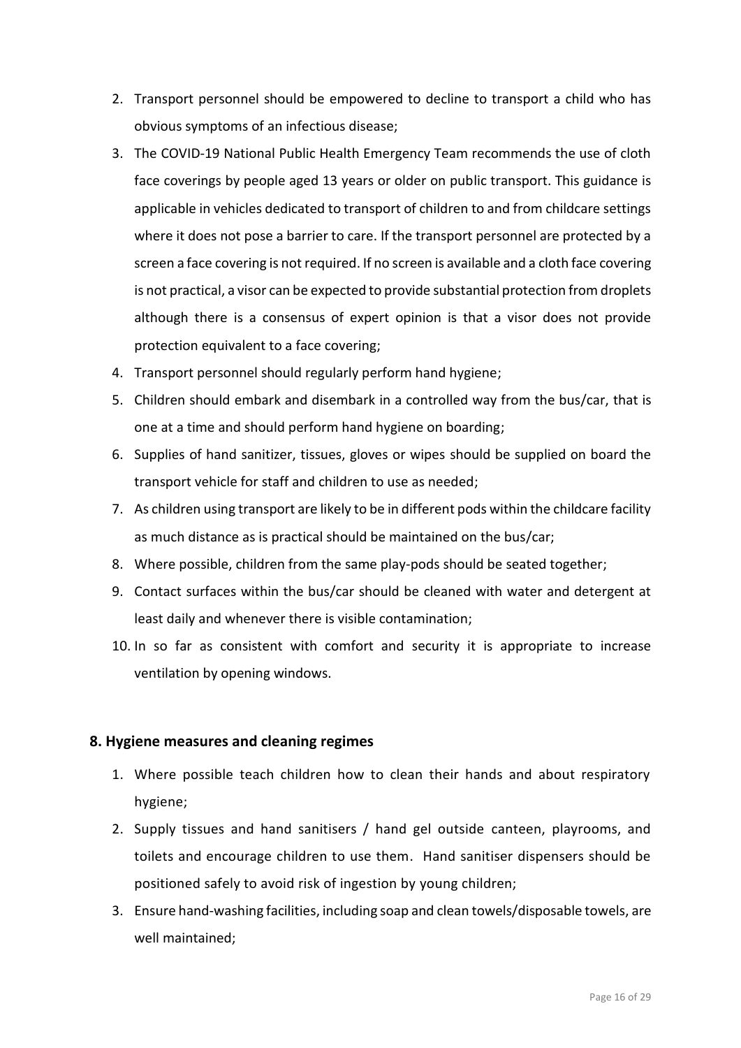2. Transport personnel should be empowered to decline to transport a child who has obvious symptoms of an infectious disease;
3. The COVID-19 National Public Health Emergency Team recommends the use of cloth face coverings by people aged 13 years or older on public transport. This guidance is applicable in vehicles dedicated to transport of children to and from childcare settings where it does not pose a barrier to care. If the transport personnel are protected by a screen a face covering is not required. If no screen is available and a cloth face covering is not practical, a visor can be expected to provide substantial protection from droplets although there is a consensus of expert opinion is that a visor does not provide protection equivalent to a face covering;
4. Transport personnel should regularly perform hand hygiene;
5. Children should embark and disembark in a controlled way from the bus/car, that is one at a time and should perform hand hygiene on boarding;
6. Supplies of hand sanitizer, tissues, gloves or wipes should be supplied on board the transport vehicle for staff and children to use as needed;
7. As children using transport are likely to be in different pods within the childcare facility as much distance as is practical should be maintained on the bus/car;
8. Where possible, children from the same play-pods should be seated together;
9. Contact surfaces within the bus/car should be cleaned with water and detergent at least daily and whenever there is visible contamination;
10. In so far as consistent with comfort and security it is appropriate to increase ventilation by opening windows.

## 8. Hygiene measures and cleaning regimes

1. Where possible teach children how to clean their hands and about respiratory hygiene;
2. Supply tissues and hand sanitisers / hand gel outside canteen, playrooms, and toilets and encourage children to use them. Hand sanitiser dispensers should be positioned safely to avoid risk of ingestion by young children;
3. Ensure hand-washing facilities, including soap and clean towels/disposable towels, are well maintained;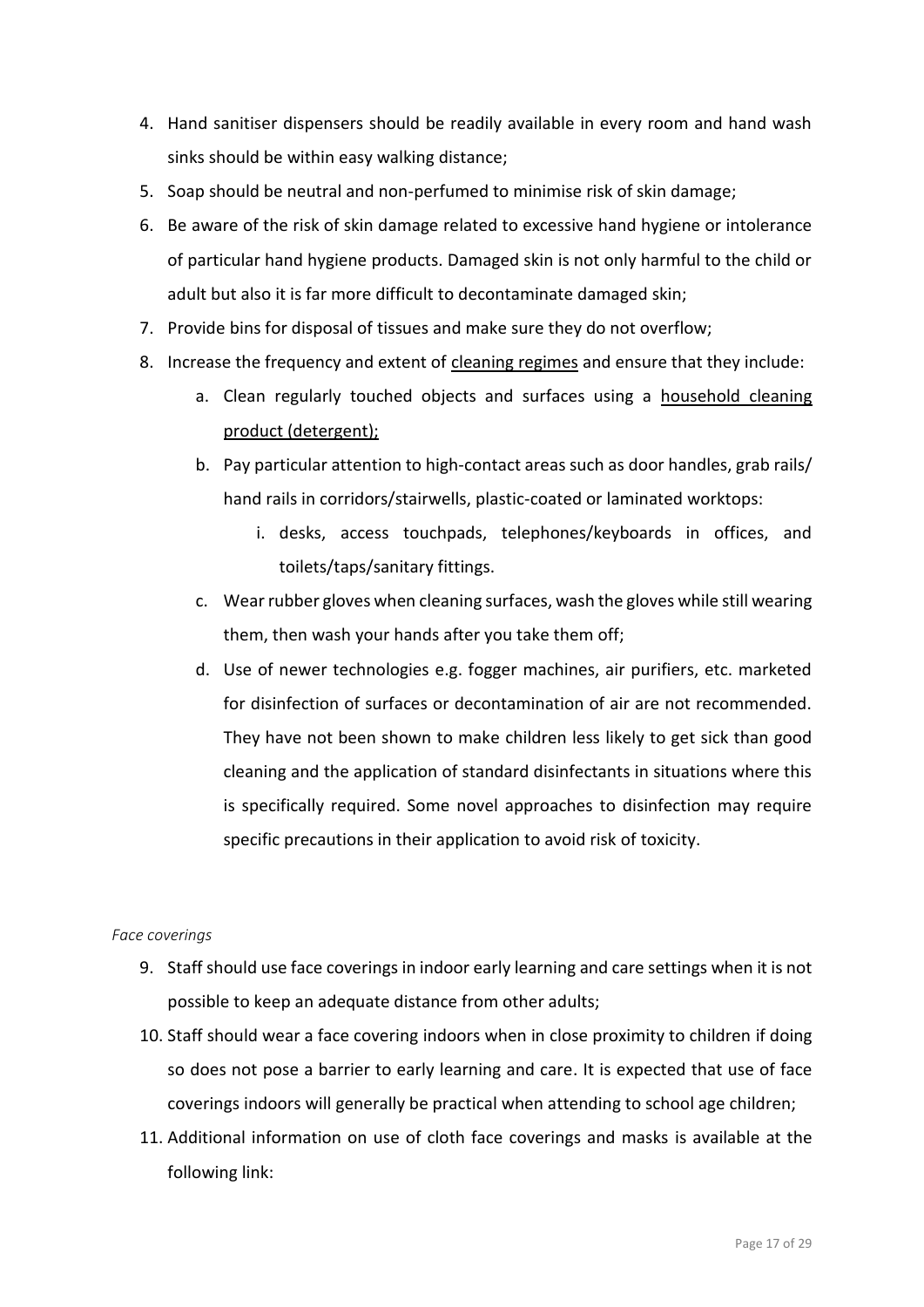4. Hand sanitiser dispensers should be readily available in every room and hand wash sinks should be within easy walking distance;
5. Soap should be neutral and non-perfumed to minimise risk of skin damage;
6. Be aware of the risk of skin damage related to excessive hand hygiene or intolerance of particular hand hygiene products. Damaged skin is not only harmful to the child or adult but also it is far more difficult to decontaminate damaged skin;
7. Provide bins for disposal of tissues and make sure they do not overflow;
8. Increase the frequency and extent of cleaning regimes and ensure that they include:
    a. Clean regularly touched objects and surfaces using a household cleaning product (detergent);
    b. Pay particular attention to high-contact areas such as door handles, grab rails/ hand rails in corridors/stairwells, plastic-coated or laminated worktops:
        i. desks, access touchpads, telephones/keyboards in offices, and toilets/taps/sanitary fittings.
    c. Wear rubber gloves when cleaning surfaces, wash the gloves while still wearing them, then wash your hands after you take them off;
    d. Use of newer technologies e.g. fogger machines, air purifiers, etc. marketed for disinfection of surfaces or decontamination of air are not recommended. They have not been shown to make children less likely to get sick than good cleaning and the application of standard disinfectants in situations where this is specifically required. Some novel approaches to disinfection may require specific precautions in their application to avoid risk of toxicity.

*Face coverings*

9. Staff should use face coverings in indoor early learning and care settings when it is not possible to keep an adequate distance from other adults;
10. Staff should wear a face covering indoors when in close proximity to children if doing so does not pose a barrier to early learning and care. It is expected that use of face coverings indoors will generally be practical when attending to school age children;
11. Additional information on use of cloth face coverings and masks is available at the following link: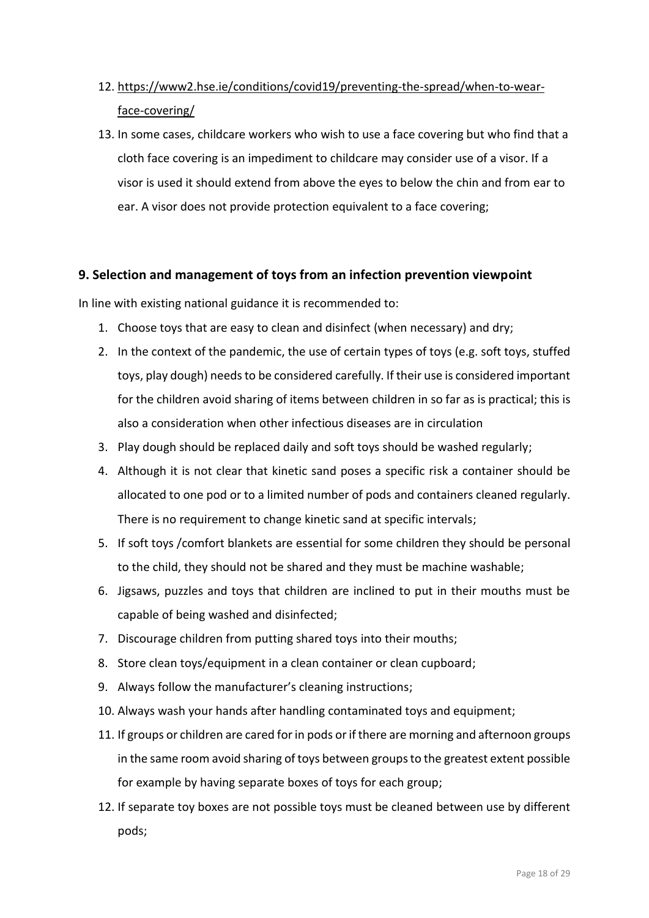12. https://www2.hse.ie/conditions/covid19/preventing-the-spread/when-to-wear-face-covering/
13. In some cases, childcare workers who wish to use a face covering but who find that a cloth face covering is an impediment to childcare may consider use of a visor. If a visor is used it should extend from above the eyes to below the chin and from ear to ear. A visor does not provide protection equivalent to a face covering;

## 9. Selection and management of toys from an infection prevention viewpoint

In line with existing national guidance it is recommended to:

1. Choose toys that are easy to clean and disinfect (when necessary) and dry;
2. In the context of the pandemic, the use of certain types of toys (e.g. soft toys, stuffed toys, play dough) needs to be considered carefully. If their use is considered important for the children avoid sharing of items between children in so far as is practical; this is also a consideration when other infectious diseases are in circulation
3. Play dough should be replaced daily and soft toys should be washed regularly;
4. Although it is not clear that kinetic sand poses a specific risk a container should be allocated to one pod or to a limited number of pods and containers cleaned regularly. There is no requirement to change kinetic sand at specific intervals;
5. If soft toys /comfort blankets are essential for some children they should be personal to the child, they should not be shared and they must be machine washable;
6. Jigsaws, puzzles and toys that children are inclined to put in their mouths must be capable of being washed and disinfected;
7. Discourage children from putting shared toys into their mouths;
8. Store clean toys/equipment in a clean container or clean cupboard;
9. Always follow the manufacturer's cleaning instructions;
10. Always wash your hands after handling contaminated toys and equipment;
11. If groups or children are cared for in pods or if there are morning and afternoon groups in the same room avoid sharing of toys between groups to the greatest extent possible for example by having separate boxes of toys for each group;
12. If separate toy boxes are not possible toys must be cleaned between use by different pods;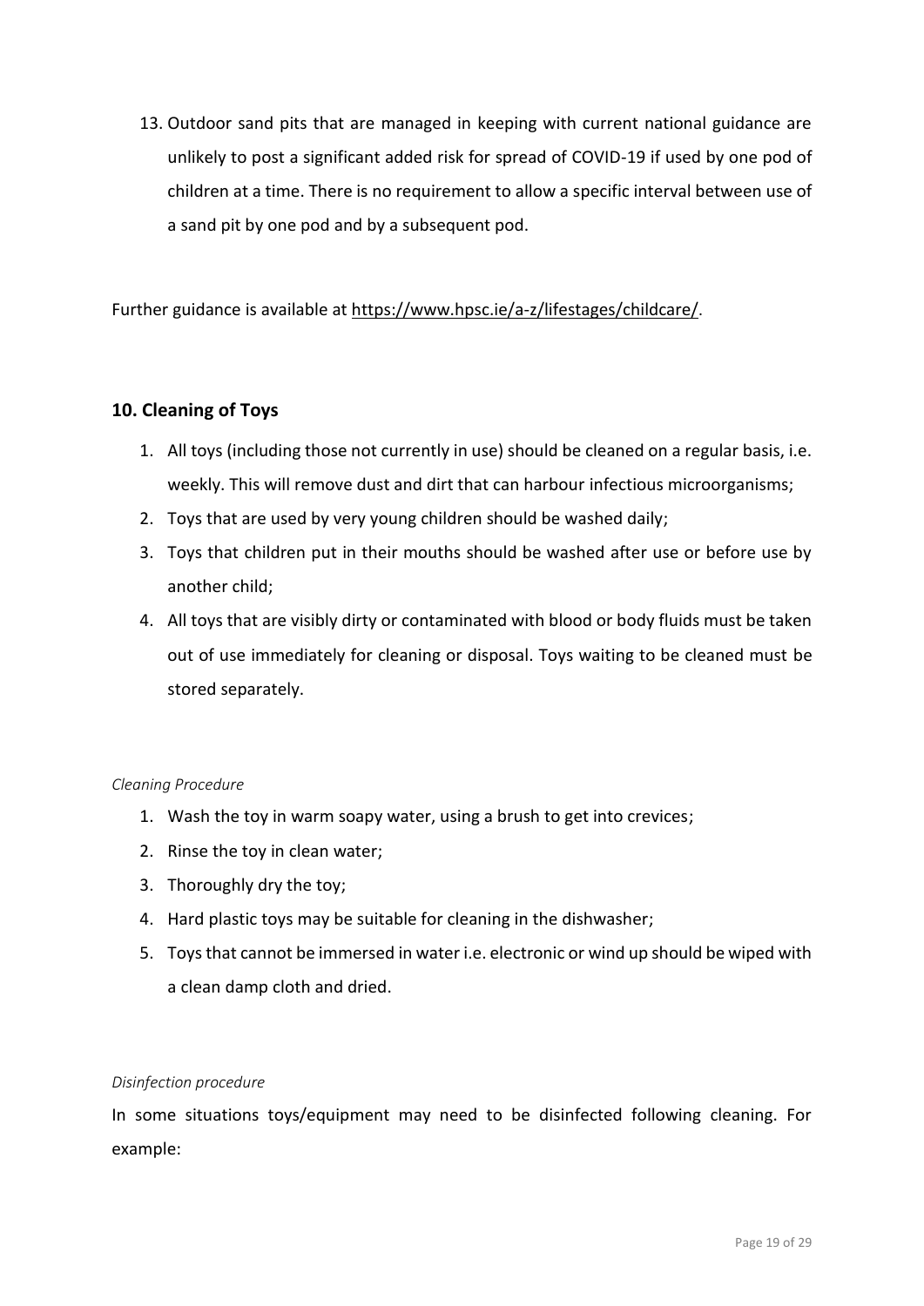13. Outdoor sand pits that are managed in keeping with current national guidance are unlikely to post a significant added risk for spread of COVID-19 if used by one pod of children at a time. There is no requirement to allow a specific interval between use of a sand pit by one pod and by a subsequent pod.

Further guidance is available at https://www.hpsc.ie/a-z/lifestages/childcare/.

## 10. Cleaning of Toys

1. All toys (including those not currently in use) should be cleaned on a regular basis, i.e. weekly. This will remove dust and dirt that can harbour infectious microorganisms;
2. Toys that are used by very young children should be washed daily;
3. Toys that children put in their mouths should be washed after use or before use by another child;
4. All toys that are visibly dirty or contaminated with blood or body fluids must be taken out of use immediately for cleaning or disposal. Toys waiting to be cleaned must be stored separately.

*Cleaning Procedure*

1. Wash the toy in warm soapy water, using a brush to get into crevices;
2. Rinse the toy in clean water;
3. Thoroughly dry the toy;
4. Hard plastic toys may be suitable for cleaning in the dishwasher;
5. Toys that cannot be immersed in water i.e. electronic or wind up should be wiped with a clean damp cloth and dried.

*Disinfection procedure*

In some situations toys/equipment may need to be disinfected following cleaning. For example: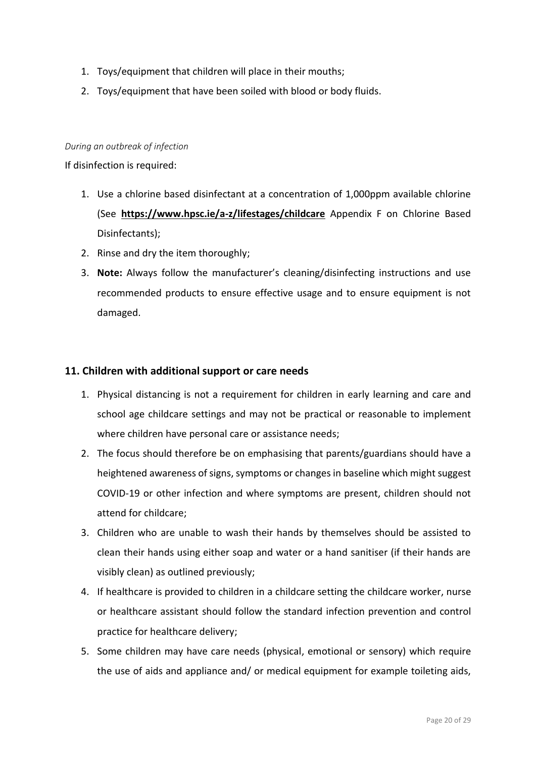1. Toys/equipment that children will place in their mouths;
2. Toys/equipment that have been soiled with blood or body fluids.

*During an outbreak of infection*

If disinfection is required:

1. Use a chlorine based disinfectant at a concentration of 1,000ppm available chlorine (See **https://www.hpsc.ie/a-z/lifestages/childcare** Appendix F on Chlorine Based Disinfectants);
2. Rinse and dry the item thoroughly;
3. **Note:** Always follow the manufacturer's cleaning/disinfecting instructions and use recommended products to ensure effective usage and to ensure equipment is not damaged.

## 11. Children with additional support or care needs

1. Physical distancing is not a requirement for children in early learning and care and school age childcare settings and may not be practical or reasonable to implement where children have personal care or assistance needs;
2. The focus should therefore be on emphasising that parents/guardians should have a heightened awareness of signs, symptoms or changes in baseline which might suggest COVID-19 or other infection and where symptoms are present, children should not attend for childcare;
3. Children who are unable to wash their hands by themselves should be assisted to clean their hands using either soap and water or a hand sanitiser (if their hands are visibly clean) as outlined previously;
4. If healthcare is provided to children in a childcare setting the childcare worker, nurse or healthcare assistant should follow the standard infection prevention and control practice for healthcare delivery;
5. Some children may have care needs (physical, emotional or sensory) which require the use of aids and appliance and/ or medical equipment for example toileting aids,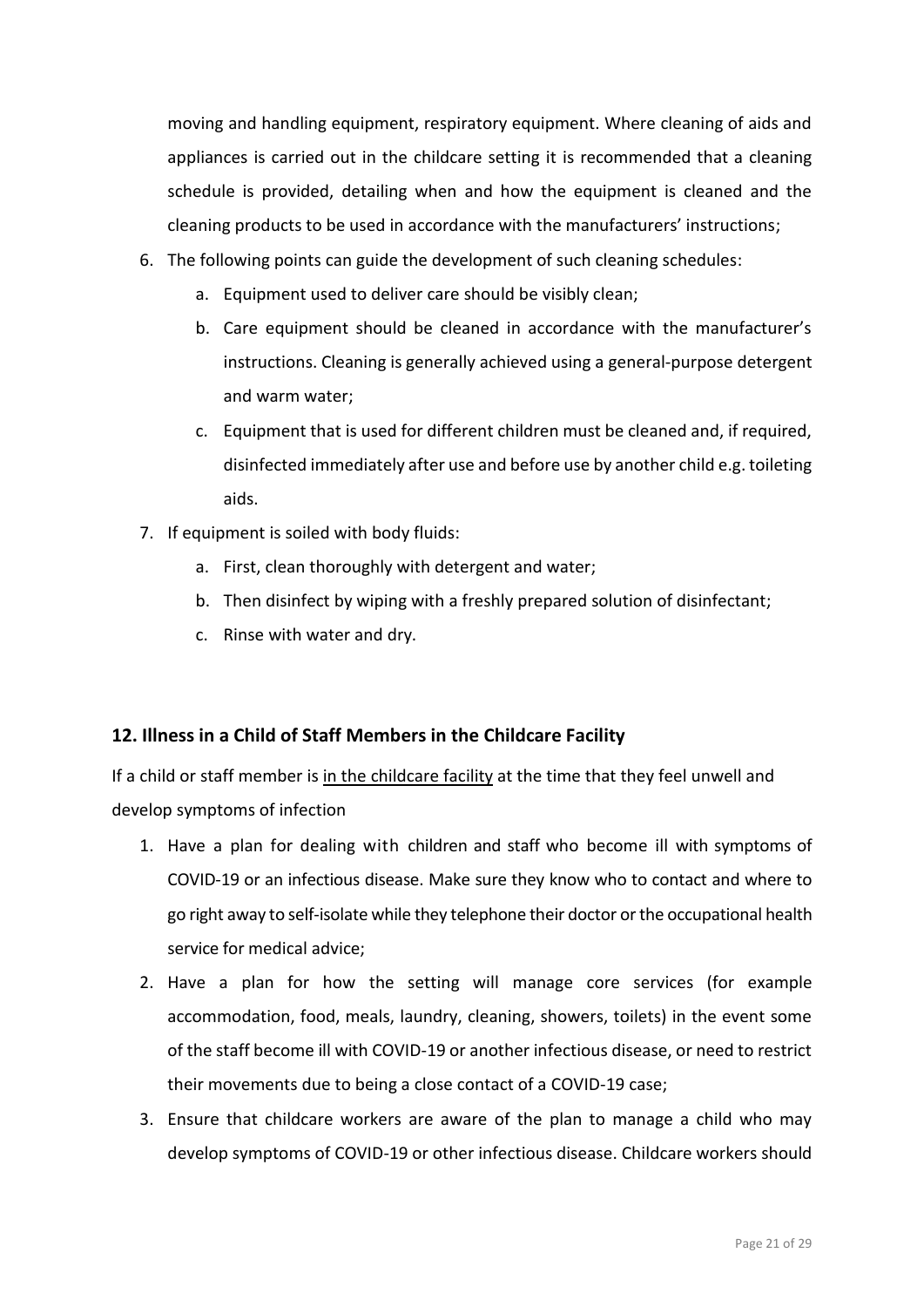moving and handling equipment, respiratory equipment. Where cleaning of aids and appliances is carried out in the childcare setting it is recommended that a cleaning schedule is provided, detailing when and how the equipment is cleaned and the cleaning products to be used in accordance with the manufacturers' instructions;

6. The following points can guide the development of such cleaning schedules:
    a. Equipment used to deliver care should be visibly clean;
    b. Care equipment should be cleaned in accordance with the manufacturer's instructions. Cleaning is generally achieved using a general-purpose detergent and warm water;
    c. Equipment that is used for different children must be cleaned and, if required, disinfected immediately after use and before use by another child e.g. toileting aids.
7. If equipment is soiled with body fluids:
    a. First, clean thoroughly with detergent and water;
    b. Then disinfect by wiping with a freshly prepared solution of disinfectant;
    c. Rinse with water and dry.

## 12. Illness in a Child of Staff Members in the Childcare Facility

If a child or staff member is <u>in the childcare facility</u> at the time that they feel unwell and develop symptoms of infection

1. Have a plan for dealing with children and staff who become ill with symptoms of COVID-19 or an infectious disease. Make sure they know who to contact and where to go right away to self-isolate while they telephone their doctor or the occupational health service for medical advice;
2. Have a plan for how the setting will manage core services (for example accommodation, food, meals, laundry, cleaning, showers, toilets) in the event some of the staff become ill with COVID-19 or another infectious disease, or need to restrict their movements due to being a close contact of a COVID-19 case;
3. Ensure that childcare workers are aware of the plan to manage a child who may develop symptoms of COVID-19 or other infectious disease. Childcare workers should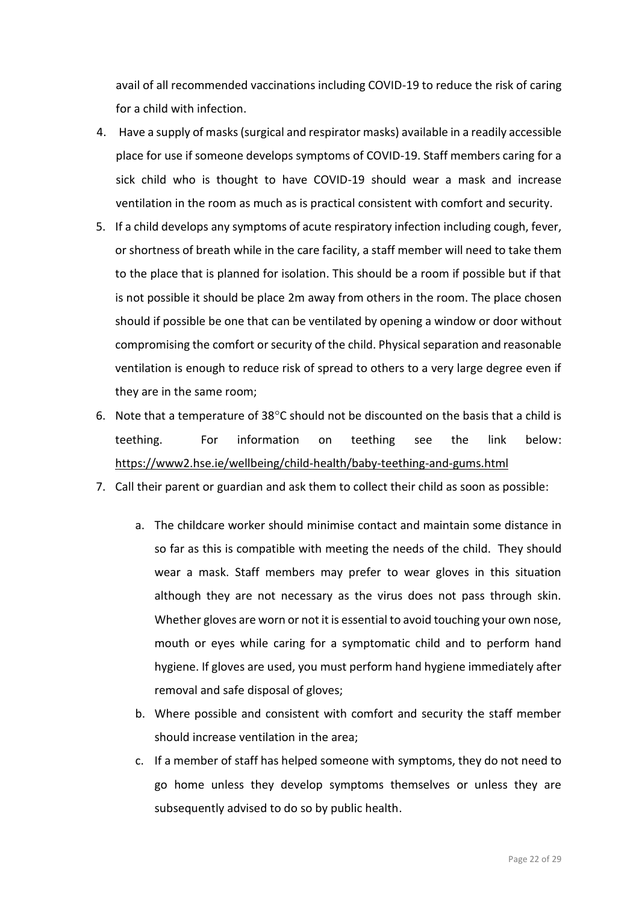avail of all recommended vaccinations including COVID-19 to reduce the risk of caring for a child with infection.

4. Have a supply of masks (surgical and respirator masks) available in a readily accessible place for use if someone develops symptoms of COVID-19. Staff members caring for a sick child who is thought to have COVID-19 should wear a mask and increase ventilation in the room as much as is practical consistent with comfort and security.
5. If a child develops any symptoms of acute respiratory infection including cough, fever, or shortness of breath while in the care facility, a staff member will need to take them to the place that is planned for isolation. This should be a room if possible but if that is not possible it should be place 2m away from others in the room. The place chosen should if possible be one that can be ventilated by opening a window or door without compromising the comfort or security of the child. Physical separation and reasonable ventilation is enough to reduce risk of spread to others to a very large degree even if they are in the same room;
6. Note that a temperature of 38°C should not be discounted on the basis that a child is teething. For information on teething see the link below: https://www2.hse.ie/wellbeing/child-health/baby-teething-and-gums.html
7. Call their parent or guardian and ask them to collect their child as soon as possible:
   a. The childcare worker should minimise contact and maintain some distance in so far as this is compatible with meeting the needs of the child. They should wear a mask. Staff members may prefer to wear gloves in this situation although they are not necessary as the virus does not pass through skin. Whether gloves are worn or not it is essential to avoid touching your own nose, mouth or eyes while caring for a symptomatic child and to perform hand hygiene. If gloves are used, you must perform hand hygiene immediately after removal and safe disposal of gloves;
   b. Where possible and consistent with comfort and security the staff member should increase ventilation in the area;
   c. If a member of staff has helped someone with symptoms, they do not need to go home unless they develop symptoms themselves or unless they are subsequently advised to do so by public health.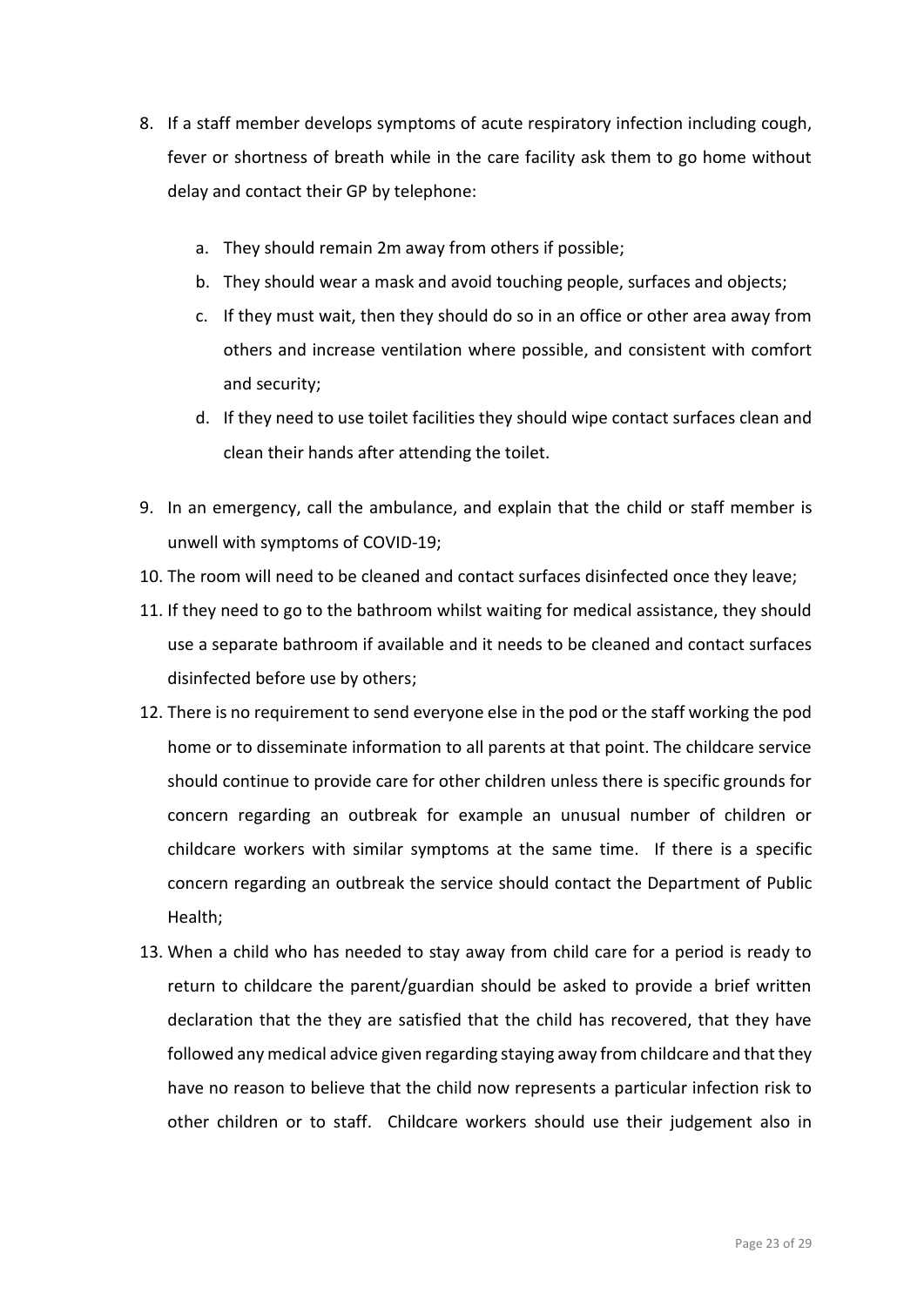8. If a staff member develops symptoms of acute respiratory infection including cough, fever or shortness of breath while in the care facility ask them to go home without delay and contact their GP by telephone:

    a. They should remain 2m away from others if possible;
    b. They should wear a mask and avoid touching people, surfaces and objects;
    c. If they must wait, then they should do so in an office or other area away from others and increase ventilation where possible, and consistent with comfort and security;
    d. If they need to use toilet facilities they should wipe contact surfaces clean and clean their hands after attending the toilet.

9. In an emergency, call the ambulance, and explain that the child or staff member is unwell with symptoms of COVID-19;
10. The room will need to be cleaned and contact surfaces disinfected once they leave;
11. If they need to go to the bathroom whilst waiting for medical assistance, they should use a separate bathroom if available and it needs to be cleaned and contact surfaces disinfected before use by others;
12. There is no requirement to send everyone else in the pod or the staff working the pod home or to disseminate information to all parents at that point. The childcare service should continue to provide care for other children unless there is specific grounds for concern regarding an outbreak for example an unusual number of children or childcare workers with similar symptoms at the same time. If there is a specific concern regarding an outbreak the service should contact the Department of Public Health;
13. When a child who has needed to stay away from child care for a period is ready to return to childcare the parent/guardian should be asked to provide a brief written declaration that the they are satisfied that the child has recovered, that they have followed any medical advice given regarding staying away from childcare and that they have no reason to believe that the child now represents a particular infection risk to other children or to staff. Childcare workers should use their judgement also in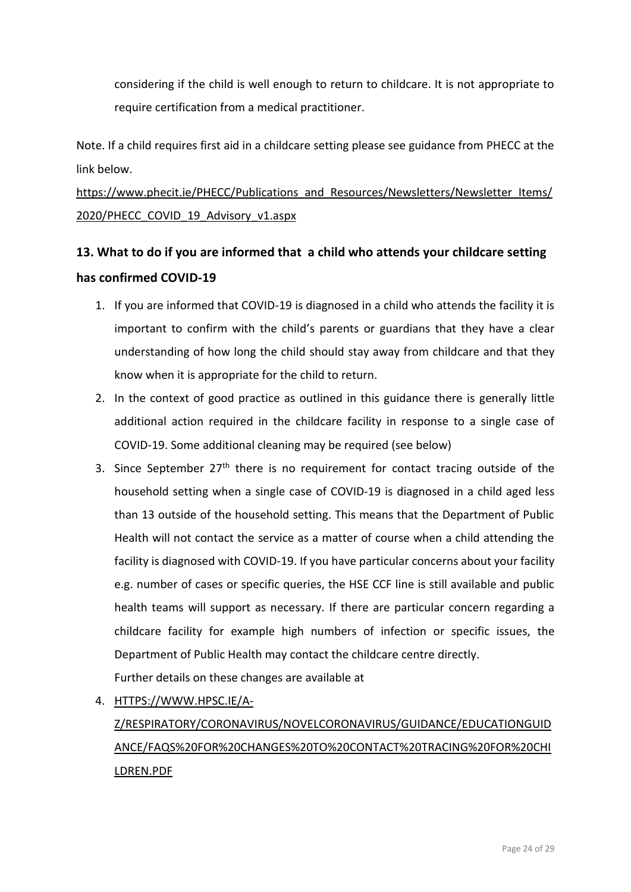considering if the child is well enough to return to childcare. It is not appropriate to require certification from a medical practitioner.

Note. If a child requires first aid in a childcare setting please see guidance from PHECC at the link below.

https://www.phecit.ie/PHECC/Publications_and_Resources/Newsletters/Newsletter_Items/2020/PHECC_COVID_19_Advisory_v1.aspx

## 13. What to do if you are informed that a child who attends your childcare setting has confirmed COVID-19

1. If you are informed that COVID-19 is diagnosed in a child who attends the facility it is important to confirm with the child's parents or guardians that they have a clear understanding of how long the child should stay away from childcare and that they know when it is appropriate for the child to return.
2. In the context of good practice as outlined in this guidance there is generally little additional action required in the childcare facility in response to a single case of COVID-19. Some additional cleaning may be required (see below)
3. Since September 27th there is no requirement for contact tracing outside of the household setting when a single case of COVID-19 is diagnosed in a child aged less than 13 outside of the household setting. This means that the Department of Public Health will not contact the service as a matter of course when a child attending the facility is diagnosed with COVID-19. If you have particular concerns about your facility e.g. number of cases or specific queries, the HSE CCF line is still available and public health teams will support as necessary. If there are particular concern regarding a childcare facility for example high numbers of infection or specific issues, the Department of Public Health may contact the childcare centre directly.
   Further details on these changes are available at
4. HTTPS://WWW.HPSC.IE/A-Z/RESPIRATORY/CORONAVIRUS/NOVELCORONAVIRUS/GUIDANCE/EDUCATIONGUIDANCE/FAQS%20FOR%20CHANGES%20TO%20CONTACT%20TRACING%20FOR%20CHILDREN.PDF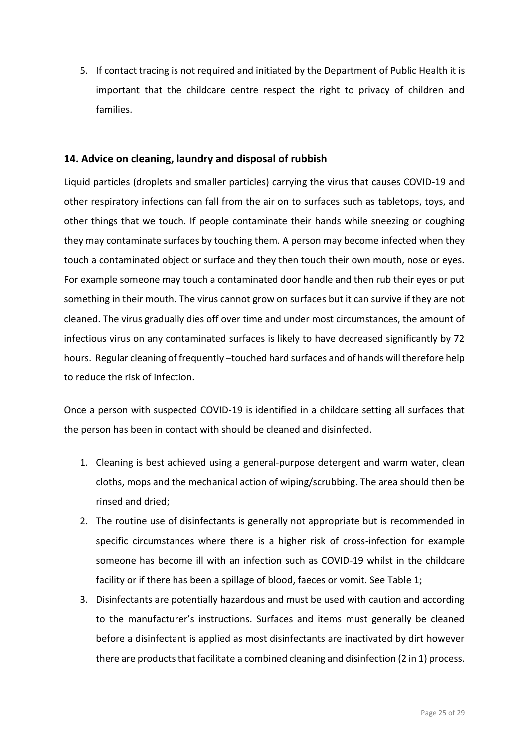5. If contact tracing is not required and initiated by the Department of Public Health it is important that the childcare centre respect the right to privacy of children and families.

## 14. Advice on cleaning, laundry and disposal of rubbish

Liquid particles (droplets and smaller particles) carrying the virus that causes COVID-19 and other respiratory infections can fall from the air on to surfaces such as tabletops, toys, and other things that we touch. If people contaminate their hands while sneezing or coughing they may contaminate surfaces by touching them. A person may become infected when they touch a contaminated object or surface and they then touch their own mouth, nose or eyes. For example someone may touch a contaminated door handle and then rub their eyes or put something in their mouth. The virus cannot grow on surfaces but it can survive if they are not cleaned. The virus gradually dies off over time and under most circumstances, the amount of infectious virus on any contaminated surfaces is likely to have decreased significantly by 72 hours. Regular cleaning of frequently –touched hard surfaces and of hands will therefore help to reduce the risk of infection.

Once a person with suspected COVID-19 is identified in a childcare setting all surfaces that the person has been in contact with should be cleaned and disinfected.

1. Cleaning is best achieved using a general-purpose detergent and warm water, clean cloths, mops and the mechanical action of wiping/scrubbing. The area should then be rinsed and dried;
2. The routine use of disinfectants is generally not appropriate but is recommended in specific circumstances where there is a higher risk of cross-infection for example someone has become ill with an infection such as COVID-19 whilst in the childcare facility or if there has been a spillage of blood, faeces or vomit. See Table 1;
3. Disinfectants are potentially hazardous and must be used with caution and according to the manufacturer's instructions. Surfaces and items must generally be cleaned before a disinfectant is applied as most disinfectants are inactivated by dirt however there are products that facilitate a combined cleaning and disinfection (2 in 1) process.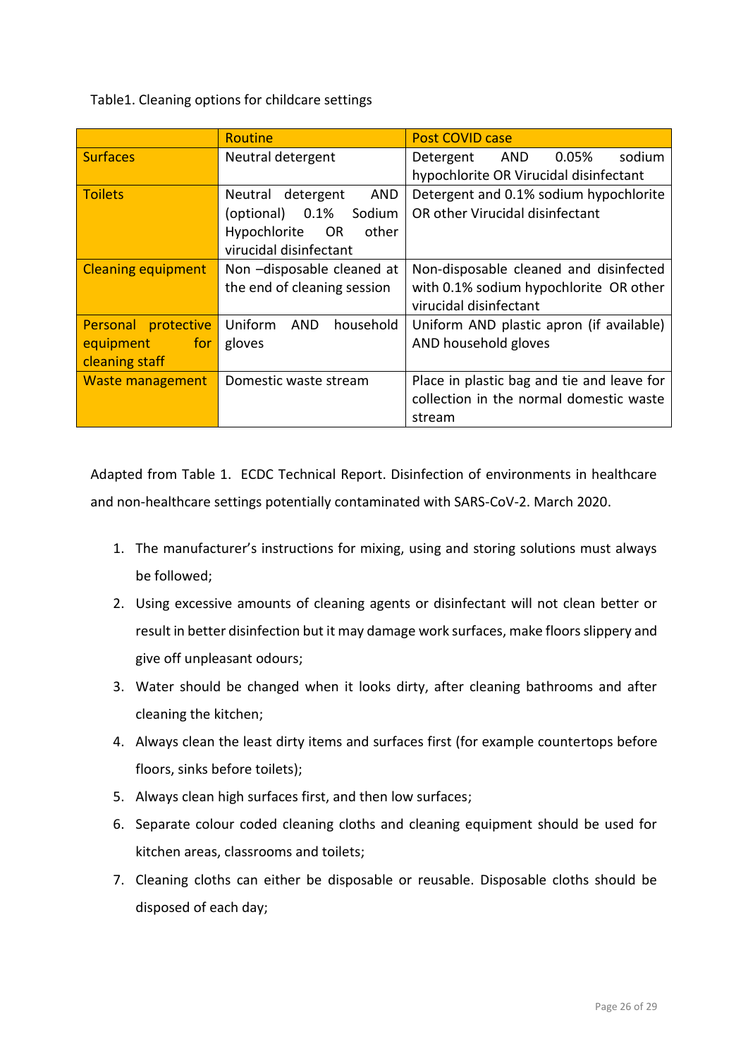Table1. Cleaning options for childcare settings

| | Routine | Post COVID case |
|---|---|---|
| Surfaces | Neutral detergent | Detergent AND 0.05% sodium hypochlorite OR Virucidal disinfectant |
| Toilets | Neutral detergent AND (optional) 0.1% Sodium Hypochlorite OR other virucidal disinfectant | Detergent and 0.1% sodium hypochlorite OR other Virucidal disinfectant |
| Cleaning equipment | Non –disposable cleaned at the end of cleaning session | Non-disposable cleaned and disinfected with 0.1% sodium hypochlorite OR other virucidal disinfectant |
| Personal protective equipment for cleaning staff | Uniform AND household gloves | Uniform AND plastic apron (if available) AND household gloves |
| Waste management | Domestic waste stream | Place in plastic bag and tie and leave for collection in the normal domestic waste stream |

Adapted from Table 1. ECDC Technical Report. Disinfection of environments in healthcare and non-healthcare settings potentially contaminated with SARS-CoV-2. March 2020.

1. The manufacturer's instructions for mixing, using and storing solutions must always be followed;
2. Using excessive amounts of cleaning agents or disinfectant will not clean better or result in better disinfection but it may damage work surfaces, make floors slippery and give off unpleasant odours;
3. Water should be changed when it looks dirty, after cleaning bathrooms and after cleaning the kitchen;
4. Always clean the least dirty items and surfaces first (for example countertops before floors, sinks before toilets);
5. Always clean high surfaces first, and then low surfaces;
6. Separate colour coded cleaning cloths and cleaning equipment should be used for kitchen areas, classrooms and toilets;
7. Cleaning cloths can either be disposable or reusable. Disposable cloths should be disposed of each day;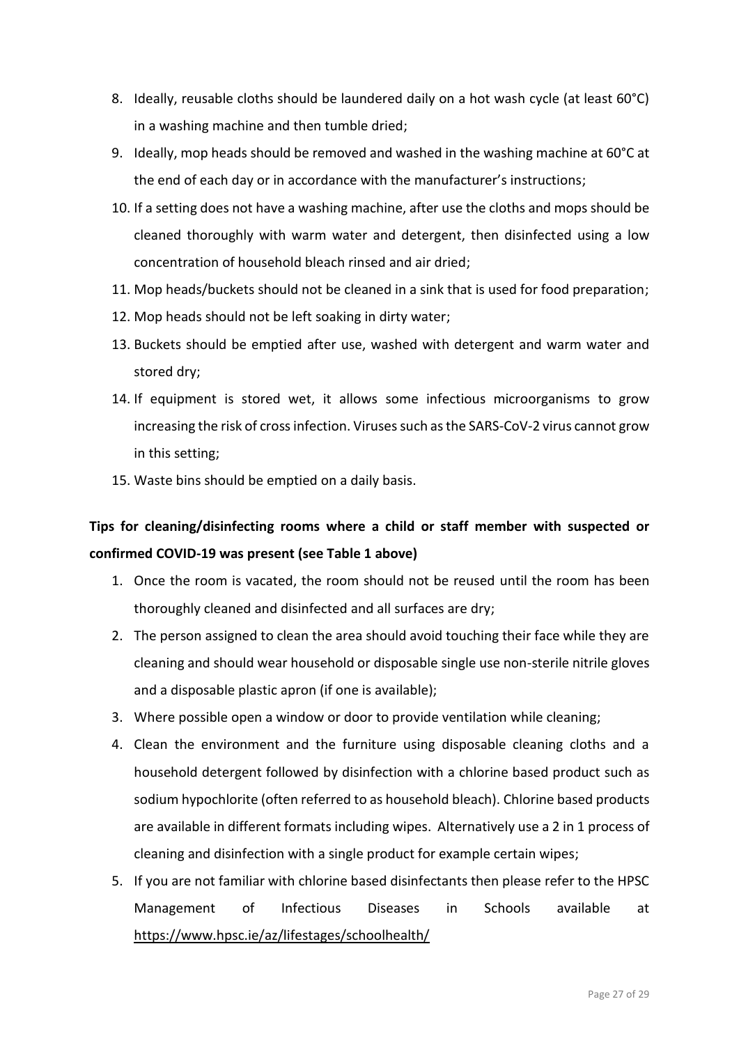8. Ideally, reusable cloths should be laundered daily on a hot wash cycle (at least 60°C) in a washing machine and then tumble dried;
9. Ideally, mop heads should be removed and washed in the washing machine at 60°C at the end of each day or in accordance with the manufacturer's instructions;
10. If a setting does not have a washing machine, after use the cloths and mops should be cleaned thoroughly with warm water and detergent, then disinfected using a low concentration of household bleach rinsed and air dried;
11. Mop heads/buckets should not be cleaned in a sink that is used for food preparation;
12. Mop heads should not be left soaking in dirty water;
13. Buckets should be emptied after use, washed with detergent and warm water and stored dry;
14. If equipment is stored wet, it allows some infectious microorganisms to grow increasing the risk of cross infection. Viruses such as the SARS-CoV-2 virus cannot grow in this setting;
15. Waste bins should be emptied on a daily basis.

**Tips for cleaning/disinfecting rooms where a child or staff member with suspected or confirmed COVID-19 was present (see Table 1 above)**

1. Once the room is vacated, the room should not be reused until the room has been thoroughly cleaned and disinfected and all surfaces are dry;
2. The person assigned to clean the area should avoid touching their face while they are cleaning and should wear household or disposable single use non-sterile nitrile gloves and a disposable plastic apron (if one is available);
3. Where possible open a window or door to provide ventilation while cleaning;
4. Clean the environment and the furniture using disposable cleaning cloths and a household detergent followed by disinfection with a chlorine based product such as sodium hypochlorite (often referred to as household bleach). Chlorine based products are available in different formats including wipes. Alternatively use a 2 in 1 process of cleaning and disinfection with a single product for example certain wipes;
5. If you are not familiar with chlorine based disinfectants then please refer to the HPSC Management of Infectious Diseases in Schools available at https://www.hpsc.ie/az/lifestages/schoolhealth/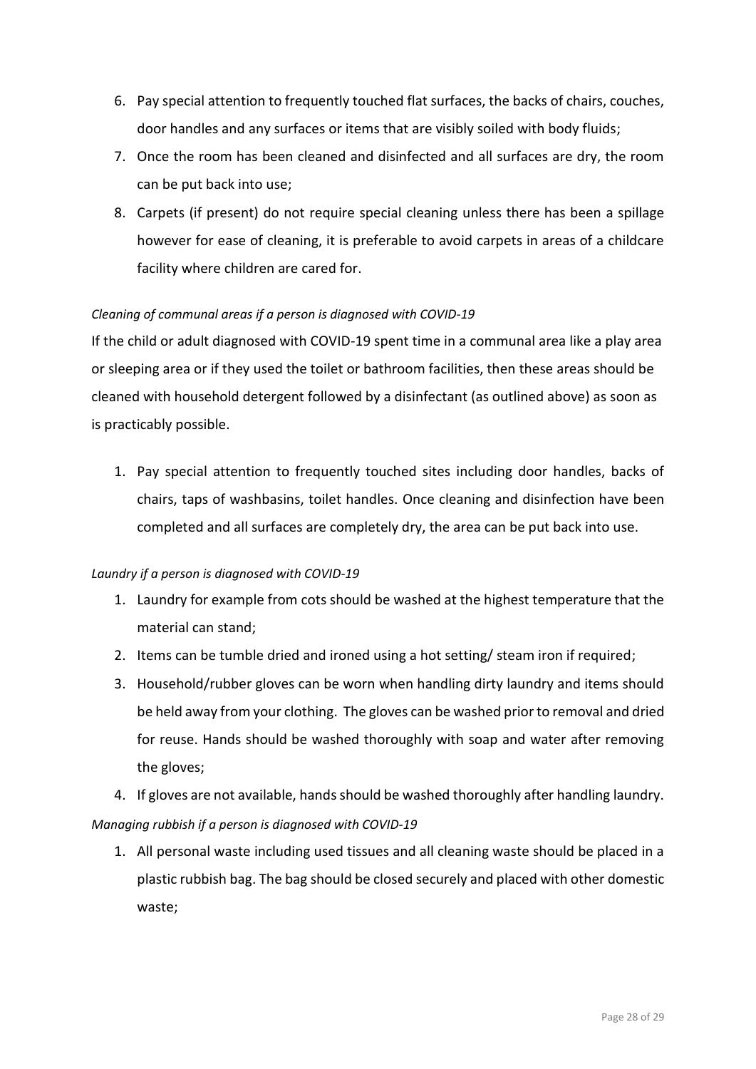6. Pay special attention to frequently touched flat surfaces, the backs of chairs, couches, door handles and any surfaces or items that are visibly soiled with body fluids;
7. Once the room has been cleaned and disinfected and all surfaces are dry, the room can be put back into use;
8. Carpets (if present) do not require special cleaning unless there has been a spillage however for ease of cleaning, it is preferable to avoid carpets in areas of a childcare facility where children are cared for.

*Cleaning of communal areas if a person is diagnosed with COVID-19*

If the child or adult diagnosed with COVID-19 spent time in a communal area like a play area or sleeping area or if they used the toilet or bathroom facilities, then these areas should be cleaned with household detergent followed by a disinfectant (as outlined above) as soon as is practicably possible.

1. Pay special attention to frequently touched sites including door handles, backs of chairs, taps of washbasins, toilet handles. Once cleaning and disinfection have been completed and all surfaces are completely dry, the area can be put back into use.

*Laundry if a person is diagnosed with COVID-19*

1. Laundry for example from cots should be washed at the highest temperature that the material can stand;
2. Items can be tumble dried and ironed using a hot setting/ steam iron if required;
3. Household/rubber gloves can be worn when handling dirty laundry and items should be held away from your clothing. The gloves can be washed prior to removal and dried for reuse. Hands should be washed thoroughly with soap and water after removing the gloves;
4. If gloves are not available, hands should be washed thoroughly after handling laundry.

*Managing rubbish if a person is diagnosed with COVID-19*

1. All personal waste including used tissues and all cleaning waste should be placed in a plastic rubbish bag. The bag should be closed securely and placed with other domestic waste;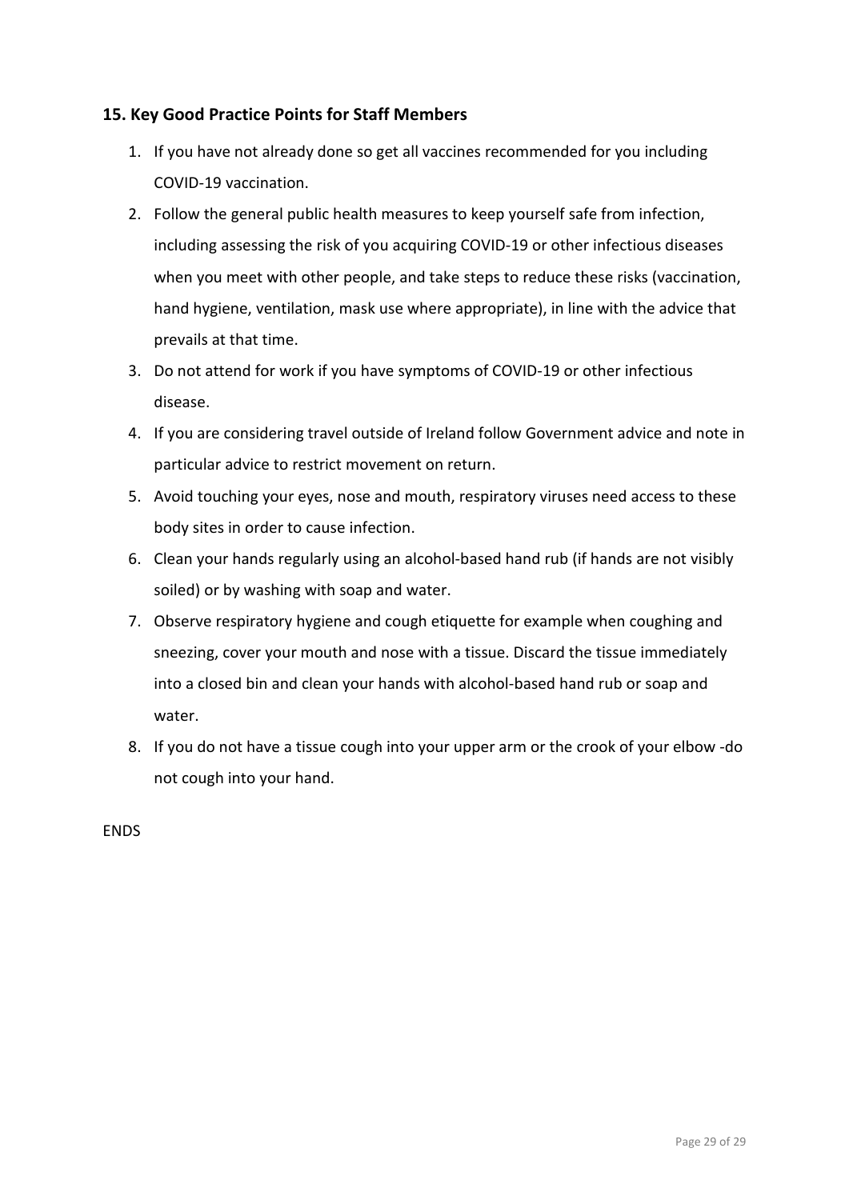## 15. Key Good Practice Points for Staff Members

1. If you have not already done so get all vaccines recommended for you including COVID-19 vaccination.
2. Follow the general public health measures to keep yourself safe from infection, including assessing the risk of you acquiring COVID-19 or other infectious diseases when you meet with other people, and take steps to reduce these risks (vaccination, hand hygiene, ventilation, mask use where appropriate), in line with the advice that prevails at that time.
3. Do not attend for work if you have symptoms of COVID-19 or other infectious disease.
4. If you are considering travel outside of Ireland follow Government advice and note in particular advice to restrict movement on return.
5. Avoid touching your eyes, nose and mouth, respiratory viruses need access to these body sites in order to cause infection.
6. Clean your hands regularly using an alcohol-based hand rub (if hands are not visibly soiled) or by washing with soap and water.
7. Observe respiratory hygiene and cough etiquette for example when coughing and sneezing, cover your mouth and nose with a tissue. Discard the tissue immediately into a closed bin and clean your hands with alcohol-based hand rub or soap and water.
8. If you do not have a tissue cough into your upper arm or the crook of your elbow -do not cough into your hand.

ENDS